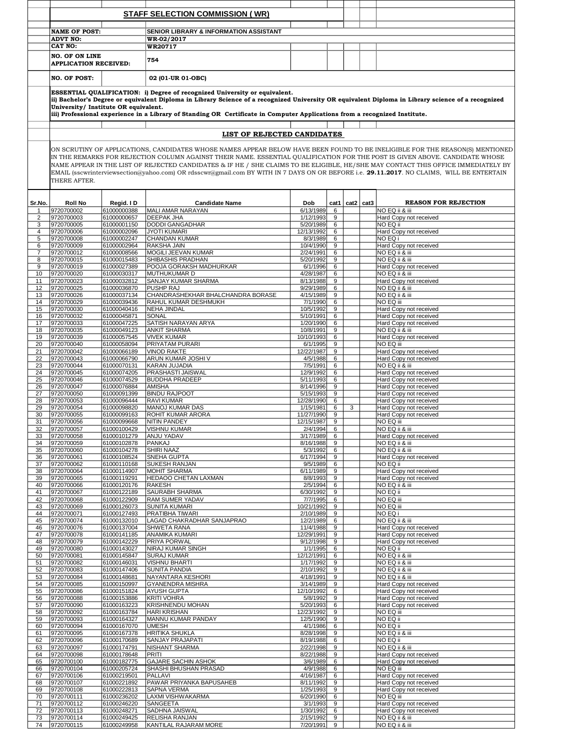## STAFF SELECTION COMMISSION ( WR)

**NAME OF POST:** SENIOR LIBRARY & INFORMATION ASSISTANT

**ADVT NO:** WR-02/2017

**CAT NO:** WR20717

**NO. OF ON LINE APPLICATION RECEIVED:** 754

**NO. OF POST:** 02 (01-UR 01-OBC)

**ESSENTIAL QUALIFICATION: i) Degree of recognized University or equivalent.**
**ii) Bachelor's Degree or equivalent Diploma in Library Science of a recognized University OR equivalent Diploma in Library science of a recognized University/ Institute OR equivalent.**
**iii) Professional experience in a Library of Standing OR Certificate in Computer Applications from a recognized Institute.**

### LIST OF REJECTED CANDIDATES

ON SCRUTINY OF APPLICATIONS, CANDIDATES WHOSE NAMES APPEAR BELOW HAVE BEEN FOUND TO BE INELIGIBLE FOR THE REASON(S) MENTIONED IN THE REMARKS FOR REJECTION COLUMN AGAINST THEIR NAME. ESSENTIAL QUALIFICATION FOR THE POST IS GIVEN ABOVE. CANDIDATE WHOSE NAME APPEAR IN THE LIST OF REJECTED CANDIDATES & IF HE / SHE CLAIMS TO BE ELIGIBLE, HE/SHE MAY CONTACT THIS OFFICE IMMEDIATELY BY EMAIL (sscwrinterviewsection@yahoo.com) OR rdsscwr@gmail.com BY WITH IN 7 DAYS ON OR BEFORE i.e. **29.11.2017**. NO CLAIMS, WILL BE ENTERTAIN THERE AFTER.

| Sr.No. | Roll No | Regid. I D | Candidate Name | Dob | cat1 | cat2 | cat3 | REASON FOR REJECTION |
|---|---|---|---|---|---|---|---|---|
| 1 | 9720700002 | 61000000388 | MALI AMAR NARAYAN | 6/13/1989 | 6 | | | NO EQ ii & iii |
| 2 | 9720700003 | 61000000657 | DEEPAK JHA | 1/12/1993 | 9 | | | Hard Copy not received |
| 3 | 9720700005 | 61000001150 | DODDI GANGADHAR | 5/20/1989 | 6 | | | NO EQ ii |
| 4 | 9720700006 | 61000002096 | JYOTI KUMARI | 12/13/1992 | 6 | | | Hard Copy not received |
| 5 | 9720700008 | 61000002247 | CHANDAN KUMAR | 8/3/1989 | 6 | | | NO EQ i |
| 6 | 9720700009 | 61000002964 | RAKSHA JAIN | 10/4/1990 | 9 | | | Hard Copy not received |
| 7 | 9720700012 | 61000008566 | MOGILI JEEVAN KUMAR | 2/24/1991 | 6 | | | NO EQ ii & iii |
| 8 | 9720700015 | 61000015483 | SHIBASHIS PRADHAN | 5/20/1992 | 9 | | | NO EQ ii & iii |
| 9 | 9720700019 | 61000027389 | POOJA GORAKSH MADHURKAR | 6/1/1996 | 6 | | | Hard Copy not received |
| 10 | 9720700020 | 61000030317 | MUTHUKUMAR D | 4/28/1987 | 6 | | | NO EQ ii & iii |
| 11 | 9720700023 | 61000032812 | SANJAY KUMAR SHARMA | 8/13/1988 | 9 | | | Hard Copy not received |
| 12 | 9720700025 | 61000036870 | PUSHP RAJ | 9/29/1989 | 6 | | | NO EQ ii & iii |
| 13 | 9720700026 | 61000037134 | CHANDRASHEKHAR BHALCHANDRA BORASE | 4/15/1989 | 9 | | | NO EQ ii & iii |
| 14 | 9720700029 | 61000039436 | RAHUL KUMAR DESHMUKH | 7/1/1990 | 6 | | | NO EQ iii |
| 15 | 9720700030 | 61000040416 | NEHA JINDAL | 10/5/1992 | 9 | | | Hard Copy not received |
| 16 | 9720700032 | 61000045871 | SONAL | 5/10/1991 | 6 | | | Hard Copy not received |
| 17 | 9720700033 | 61000047225 | SATISH NARAYAN ARYA | 1/20/1990 | 6 | | | Hard Copy not received |
| 18 | 9720700035 | 61000049123 | ANKIT SHARMA | 10/8/1991 | 9 | | | NO EQ ii & iii |
| 19 | 9720700039 | 61000057545 | VIVEK KUMAR | 10/10/1993 | 6 | | | Hard Copy not received |
| 20 | 9720700040 | 61000058094 | PRIYATAM PURARI | 6/1/1995 | 9 | | | NO EQ iii |
| 21 | 9720700042 | 61000066189 | VINOD RAKTE | 12/22/1987 | 9 | | | Hard Copy not received |
| 22 | 9720700043 | 61000066790 | ARUN KUMAR JOSHI V | 4/5/1988 | 6 | | | Hard Copy not received |
| 23 | 9720700044 | 61000070131 | KARAN JUJADIA | 7/5/1991 | 6 | | | NO EQ ii & iii |
| 24 | 9720700045 | 61000074205 | PRASHASTI JAISWAL | 12/9/1992 | 6 | | | Hard Copy not received |
| 25 | 9720700046 | 61000074529 | BUDDHA PRADEEP | 5/11/1993 | 6 | | | Hard Copy not received |
| 26 | 9720700047 | 61000076884 | AMISHA | 8/14/1996 | 9 | | | Hard Copy not received |
| 27 | 9720700050 | 61000091399 | BINDU RAJPOOT | 5/15/1993 | 9 | | | Hard Copy not received |
| 28 | 9720700053 | 61000096444 | RAVI KUMAR | 12/28/1990 | 6 | | | Hard Copy not received |
| 29 | 9720700054 | 61000098820 | MANOJ KUMAR DAS | 1/15/1981 | 6 | 3 | | Hard Copy not received |
| 30 | 9720700055 | 61000099163 | ROHIT KUMAR ARORA | 11/27/1990 | 9 | | | Hard Copy not received |
| 31 | 9720700056 | 61000099668 | NITIN PANDEY | 12/15/1987 | 9 | | | NO EQ iii |
| 32 | 9720700057 | 61000100429 | VISHNU KUMAR | 2/4/1994 | 6 | | | NO EQ ii & iii |
| 33 | 9720700058 | 61000101279 | ANJU YADAV | 3/17/1989 | 6 | | | Hard Copy not received |
| 34 | 9720700059 | 61000102878 | PANKAJ | 8/16/1988 | 9 | | | NO EQ ii & iii |
| 35 | 9720700060 | 61000104278 | SHIRI NAAZ | 5/3/1992 | 6 | | | NO EQ ii & iii |
| 36 | 9720700061 | 61000108524 | SNEHA GUPTA | 6/17/1994 | 9 | | | Hard Copy not received |
| 37 | 9720700062 | 61000110168 | SUKESH RANJAN | 9/5/1989 | 6 | | | NO EQ ii |
| 38 | 9720700064 | 61000114907 | MOHIT SHARMA | 6/11/1989 | 9 | | | Hard Copy not received |
| 39 | 9720700065 | 61000119291 | HEDAOO CHETAN LAXMAN | 8/8/1993 | 9 | | | Hard Copy not received |
| 40 | 9720700066 | 61000120176 | RAKESH | 2/5/1994 | 6 | | | NO EQ ii & iii |
| 41 | 9720700067 | 61000122189 | SAURABH SHARMA | 6/30/1992 | 9 | | | NO EQ ii |
| 42 | 9720700068 | 61000122909 | RAM SUMER YADAV | 7/7/1995 | 6 | | | NO EQ iii |
| 43 | 9720700069 | 61000126073 | SUNITA KUMARI | 10/21/1992 | 9 | | | NO EQ iii |
| 44 | 9720700071 | 61000127493 | PRATIBHA TIWARI | 2/10/1989 | 9 | | | NO EQ i |
| 45 | 9720700074 | 61000132010 | LAGAD CHAKRADHAR SANJAPRAO | 12/2/1989 | 6 | | | NO EQ ii & iii |
| 46 | 9720700076 | 61000137004 | SHWETA RANA | 11/4/1988 | 9 | | | Hard Copy not received |
| 47 | 9720700078 | 61000141185 | ANAMIKA KUMARI | 12/29/1991 | 9 | | | Hard Copy not received |
| 48 | 9720700079 | 61000142229 | PRIYA PORWAL | 9/12/1998 | 9 | | | Hard Copy not received |
| 49 | 9720700080 | 61000143027 | NIRAJ KUMAR SINGH | 1/1/1995 | 6 | | | NO EQ ii |
| 50 | 9720700081 | 61000145847 | SURAJ KUMAR | 12/12/1991 | 6 | | | NO EQ ii & iii |
| 51 | 9720700082 | 61000146031 | VISHNU BHARTI | 1/17/1992 | 9 | | | NO EQ ii & iii |
| 52 | 9720700083 | 61000147406 | SUNITA PANDIA | 2/10/1992 | 9 | | | NO EQ ii & iii |
| 53 | 9720700084 | 61000148681 | NAYANTARA KESHORI | 4/18/1991 | 9 | | | NO EQ ii & iii |
| 54 | 9720700085 | 61000150997 | GYANENDRA MISHRA | 3/14/1989 | 9 | | | Hard Copy not received |
| 55 | 9720700086 | 61000151824 | AYUSH GUPTA | 12/10/1992 | 6 | | | Hard Copy not received |
| 56 | 9720700088 | 61000153886 | KRITI VOHRA | 5/8/1992 | 9 | | | Hard Copy not received |
| 57 | 9720700090 | 61000163223 | KRISHNENDU MOHAN | 5/20/1993 | 6 | | | Hard Copy not received |
| 58 | 9720700092 | 61000163784 | HARI KRISHAN | 12/23/1992 | 9 | | | NO EQ iii |
| 59 | 9720700093 | 61000164327 | MANNU KUMAR PANDAY | 12/5/1990 | 9 | | | NO EQ ii |
| 60 | 9720700094 | 61000167070 | UMESH | 4/1/1986 | 6 | | | NO EQ ii |
| 61 | 9720700095 | 61000167378 | HRITIKA SHUKLA | 8/28/1998 | 9 | | | NO EQ ii & iii |
| 62 | 9720700096 | 61000170689 | SANJAY PRAJAPATI | 8/19/1988 | 6 | | | NO EQ ii |
| 63 | 9720700097 | 61000174791 | NISHANT SHARMA | 2/22/1998 | 9 | | | NO EQ ii & iii |
| 64 | 9720700098 | 61000178648 | PRITI | 8/22/1988 | 9 | | | Hard Copy not received |
| 65 | 9720700100 | 61000182775 | GAJARE SACHIN ASHOK | 3/6/1989 | 6 | | | Hard Copy not received |
| 66 | 9720700104 | 61000205724 | SHASHI BHUSHAN PRASAD | 4/9/1988 | 6 | | | NO EQ iii |
| 67 | 9720700106 | 61000219501 | PALLAVI | 4/16/1987 | 6 | | | Hard Copy not received |
| 68 | 9720700107 | 61000221892 | PAWAR PRIYANKA BAPUSAHEB | 8/11/1992 | 9 | | | Hard Copy not received |
| 69 | 9720700108 | 61000222813 | SAPNA VERMA | 1/25/1993 | 9 | | | Hard Copy not received |
| 70 | 9720700111 | 61000236202 | LAXMI VISHWAKARMA | 6/20/1990 | 6 | | | NO EQ iii |
| 71 | 9720700112 | 61000246220 | SANGEETA | 3/1/1993 | 9 | | | Hard Copy not received |
| 72 | 9720700113 | 61000248271 | SADHNA JAISWAL | 1/30/1992 | 6 | | | Hard Copy not received |
| 73 | 9720700114 | 61000249425 | RELISHA RANJAN | 2/15/1992 | 9 | | | NO EQ ii & iii |
| 74 | 9720700115 | 61000249958 | KANTILAL RAJARAM MORE | 7/20/1991 | 9 | | | NO EQ ii & iii |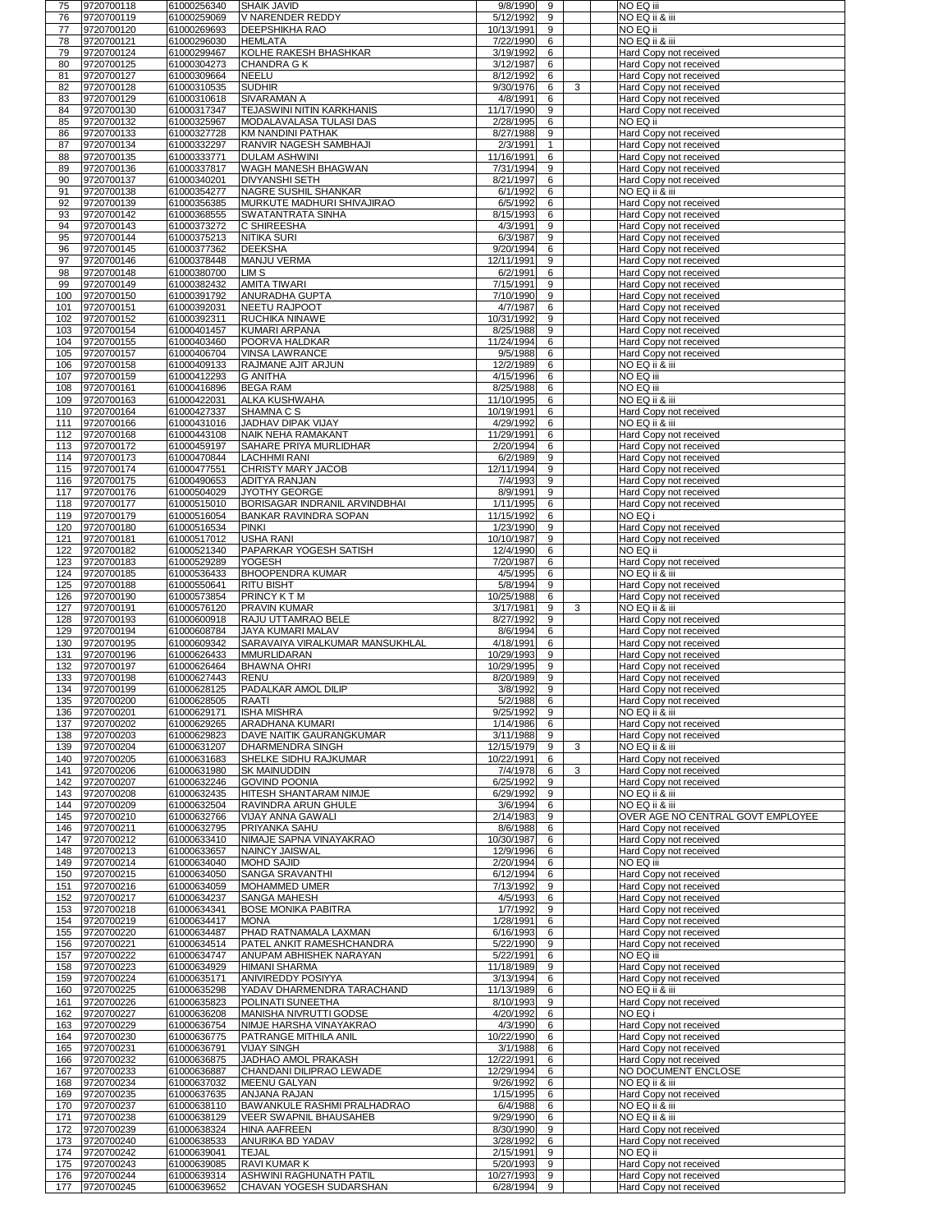| 75 | 9720700118 | 61000256340 | SHAIK JAVID | 9/8/1990 | 9 | | | NO EQ iii |
|---|---|---|---|---|---|---|---|---|
| 76 | 9720700119 | 61000259069 | V NARENDER REDDY | 5/12/1992 | 9 | | | NO EQ ii & iii |
| 77 | 9720700120 | 61000269693 | DEEPSHIKHA RAO | 10/13/1991 | 9 | | | NO EQ ii |
| 78 | 9720700121 | 61000296030 | HEMLATA | 7/22/1990 | 6 | | | NO EQ ii & iii |
| 79 | 9720700124 | 61000299467 | KOLHE RAKESH BHASHKAR | 3/19/1992 | 6 | | | Hard Copy not received |
| 80 | 9720700125 | 61000304273 | CHANDRA G K | 3/12/1987 | 6 | | | Hard Copy not received |
| 81 | 9720700127 | 61000309664 | NEELU | 8/12/1992 | 6 | | | Hard Copy not received |
| 82 | 9720700128 | 61000310535 | SUDHIR | 9/30/1976 | 6 | 3 | | Hard Copy not received |
| 83 | 9720700129 | 61000310618 | SIVARAMAN A | 4/8/1991 | 6 | | | Hard Copy not received |
| 84 | 9720700130 | 61000317347 | TEJASWINI NITIN KARKHANIS | 11/17/1990 | 9 | | | Hard Copy not received |
| 85 | 9720700132 | 61000325967 | MODALAVALASA TULASI DAS | 2/28/1995 | 6 | | | NO EQ ii |
| 86 | 9720700133 | 61000327728 | KM NANDINI PATHAK | 8/27/1988 | 9 | | | Hard Copy not received |
| 87 | 9720700134 | 61000332297 | RANVIR NAGESH SAMBHAJI | 2/3/1991 | 1 | | | Hard Copy not received |
| 88 | 9720700135 | 61000333771 | DULAM ASHWINI | 11/16/1991 | 6 | | | Hard Copy not received |
| 89 | 9720700136 | 61000337817 | WAGH MANESH BHAGWAN | 7/31/1994 | 9 | | | Hard Copy not received |
| 90 | 9720700137 | 61000340201 | DIVYANSHI SETH | 8/21/1997 | 6 | | | Hard Copy not received |
| 91 | 9720700138 | 61000354277 | NAGRE SUSHIL SHANKAR | 6/1/1992 | 6 | | | NO EQ ii & iii |
| 92 | 9720700139 | 61000356385 | MURKUTE MADHURI SHIVAJIRAO | 6/5/1992 | 6 | | | Hard Copy not received |
| 93 | 9720700142 | 61000368555 | SWATANTRATA SINHA | 8/15/1993 | 6 | | | Hard Copy not received |
| 94 | 9720700143 | 61000373272 | C SHIREESHA | 4/3/1991 | 9 | | | Hard Copy not received |
| 95 | 9720700144 | 61000375213 | NITIKA SURI | 6/3/1987 | 9 | | | Hard Copy not received |
| 96 | 9720700145 | 61000377362 | DEEKSHA | 9/20/1994 | 6 | | | Hard Copy not received |
| 97 | 9720700146 | 61000378448 | MANJU VERMA | 12/11/1991 | 9 | | | Hard Copy not received |
| 98 | 9720700148 | 61000380700 | LIM S | 6/2/1991 | 6 | | | Hard Copy not received |
| 99 | 9720700149 | 61000382432 | AMITA TIWARI | 7/15/1991 | 9 | | | Hard Copy not received |
| 100 | 9720700150 | 61000391792 | ANURADHA GUPTA | 7/10/1990 | 9 | | | Hard Copy not received |
| 101 | 9720700151 | 61000392031 | NEETU RAJPOOT | 4/7/1987 | 6 | | | Hard Copy not received |
| 102 | 9720700152 | 61000392311 | RUCHIKA NINAWE | 10/31/1992 | 9 | | | Hard Copy not received |
| 103 | 9720700154 | 61000401457 | KUMARI ARPANA | 8/25/1988 | 9 | | | Hard Copy not received |
| 104 | 9720700155 | 61000403460 | POORVA HALDKAR | 11/24/1994 | 6 | | | Hard Copy not received |
| 105 | 9720700157 | 61000406704 | VINSA LAWRANCE | 9/5/1988 | 6 | | | Hard Copy not received |
| 106 | 9720700158 | 61000409133 | RAJMANE AJIT ARJUN | 12/2/1989 | 6 | | | NO EQ ii & iii |
| 107 | 9720700159 | 61000412293 | G ANITHA | 4/15/1996 | 6 | | | NO EQ iii |
| 108 | 9720700161 | 61000416896 | BEGA RAM | 8/25/1988 | 6 | | | NO EQ iii |
| 109 | 9720700163 | 61000422031 | ALKA KUSHWAHA | 11/10/1995 | 6 | | | NO EQ ii & iii |
| 110 | 9720700164 | 61000427337 | SHAMNA C S | 10/19/1991 | 6 | | | Hard Copy not received |
| 111 | 9720700166 | 61000431016 | JADHAV DIPAK VIJAY | 4/29/1992 | 6 | | | NO EQ ii & iii |
| 112 | 9720700168 | 61000443108 | NAIK NEHA RAMAKANT | 11/29/1991 | 6 | | | Hard Copy not received |
| 113 | 9720700172 | 61000459197 | SAHARE PRIYA MURLIDHAR | 2/20/1994 | 6 | | | Hard Copy not received |
| 114 | 9720700173 | 61000470844 | LACHHMI RANI | 6/2/1989 | 9 | | | Hard Copy not received |
| 115 | 9720700174 | 61000477551 | CHRISTY MARY JACOB | 12/11/1994 | 9 | | | Hard Copy not received |
| 116 | 9720700175 | 61000490653 | ADITYA RANJAN | 7/4/1993 | 9 | | | Hard Copy not received |
| 117 | 9720700176 | 61000504029 | JYOTHY GEORGE | 8/9/1991 | 9 | | | Hard Copy not received |
| 118 | 9720700177 | 61000515010 | BORISAGAR INDRANIL ARVINDBHAI | 1/11/1995 | 6 | | | Hard Copy not received |
| 119 | 9720700179 | 61000516054 | BANKAR RAVINDRA SOPAN | 11/15/1992 | 6 | | | NO EQ i |
| 120 | 9720700180 | 61000516534 | PINKI | 1/23/1990 | 9 | | | Hard Copy not received |
| 121 | 9720700181 | 61000517012 | USHA RANI | 10/10/1987 | 9 | | | Hard Copy not received |
| 122 | 9720700182 | 61000521340 | PAPARKAR YOGESH SATISH | 12/4/1990 | 6 | | | NO EQ ii |
| 123 | 9720700183 | 61000529289 | YOGESH | 7/20/1987 | 6 | | | Hard Copy not received |
| 124 | 9720700185 | 61000536433 | BHOOPENDRA KUMAR | 4/5/1995 | 6 | | | NO EQ ii & iii |
| 125 | 9720700188 | 61000550641 | RITU BISHT | 5/8/1994 | 9 | | | Hard Copy not received |
| 126 | 9720700190 | 61000573854 | PRINCY K T M | 10/25/1988 | 6 | | | Hard Copy not received |
| 127 | 9720700191 | 61000576120 | PRAVIN KUMAR | 3/17/1981 | 9 | 3 | | NO EQ ii & iii |
| 128 | 9720700193 | 61000600918 | RAJU UTTAMRAO BELE | 8/27/1992 | 9 | | | Hard Copy not received |
| 129 | 9720700194 | 61000608784 | JAYA KUMARI MALAV | 8/6/1994 | 6 | | | Hard Copy not received |
| 130 | 9720700195 | 61000609342 | SARAVAIYA VIRALKUMAR MANSUKHLAL | 4/18/1991 | 6 | | | Hard Copy not received |
| 131 | 9720700196 | 61000626433 | MMURLIDARAN | 10/29/1993 | 9 | | | Hard Copy not received |
| 132 | 9720700197 | 61000626464 | BHAWNA OHRI | 10/29/1995 | 9 | | | Hard Copy not received |
| 133 | 9720700198 | 61000627443 | RENU | 8/20/1989 | 9 | | | Hard Copy not received |
| 134 | 9720700199 | 61000628125 | PADALKAR AMOL DILIP | 3/8/1992 | 9 | | | Hard Copy not received |
| 135 | 9720700200 | 61000628505 | RAATI | 5/2/1988 | 6 | | | Hard Copy not received |
| 136 | 9720700201 | 61000629171 | ISHA MISHRA | 9/25/1992 | 9 | | | NO EQ ii & iii |
| 137 | 9720700202 | 61000629265 | ARADHANA KUMARI | 1/14/1986 | 6 | | | Hard Copy not received |
| 138 | 9720700203 | 61000629823 | DAVE NAITIK GAURANGKUMAR | 3/11/1988 | 9 | | | Hard Copy not received |
| 139 | 9720700204 | 61000631207 | DHARMENDRA SINGH | 12/15/1979 | 9 | 3 | | NO EQ ii & iii |
| 140 | 9720700205 | 61000631683 | SHELKE SIDHU RAJKUMAR | 10/22/1991 | 6 | | | Hard Copy not received |
| 141 | 9720700206 | 61000631980 | SK MAINUDDIN | 7/4/1978 | 6 | 3 | | Hard Copy not received |
| 142 | 9720700207 | 61000632246 | GOVIND POONIA | 6/25/1992 | 9 | | | Hard Copy not received |
| 143 | 9720700208 | 61000632435 | HITESH SHANTARAM NIMJE | 6/29/1992 | 9 | | | NO EQ ii & iii |
| 144 | 9720700209 | 61000632504 | RAVINDRA ARUN GHULE | 3/6/1994 | 6 | | | NO EQ ii & iii |
| 145 | 9720700210 | 61000632766 | VIJAY ANNA GAWALI | 2/14/1983 | 9 | | | OVER AGE NO CENTRAL GOVT EMPLOYEE |
| 146 | 9720700211 | 61000632795 | PRIYANKA SAHU | 8/6/1988 | 6 | | | Hard Copy not received |
| 147 | 9720700212 | 61000633410 | NIMAJE SAPNA VINAYAKRAO | 10/30/1987 | 6 | | | Hard Copy not received |
| 148 | 9720700213 | 61000633657 | NAINCY JAISWAL | 12/9/1996 | 6 | | | Hard Copy not received |
| 149 | 9720700214 | 61000634040 | MOHD SAJID | 2/20/1994 | 6 | | | NO EQ iii |
| 150 | 9720700215 | 61000634050 | SANGA SRAVANTHI | 6/12/1994 | 6 | | | Hard Copy not received |
| 151 | 9720700216 | 61000634059 | MOHAMMED UMER | 7/13/1992 | 9 | | | Hard Copy not received |
| 152 | 9720700217 | 61000634237 | SANGA MAHESH | 4/5/1993 | 6 | | | Hard Copy not received |
| 153 | 9720700218 | 61000634341 | BOSE MONIKA PABITRA | 1/7/1992 | 9 | | | Hard Copy not received |
| 154 | 9720700219 | 61000634417 | MONA | 1/28/1991 | 6 | | | Hard Copy not received |
| 155 | 9720700220 | 61000634487 | PHAD RATNAMALA LAXMAN | 6/16/1993 | 6 | | | Hard Copy not received |
| 156 | 9720700221 | 61000634514 | PATEL ANKIT RAMESHCHANDRA | 5/22/1990 | 9 | | | Hard Copy not received |
| 157 | 9720700222 | 61000634747 | ANUPAM ABHISHEK NARAYAN | 5/22/1991 | 6 | | | NO EQ iii |
| 158 | 9720700223 | 61000634929 | HIMANI SHARMA | 11/18/1989 | 9 | | | Hard Copy not received |
| 159 | 9720700224 | 61000635171 | ANIVIREDDY POSIYYA | 3/13/1994 | 6 | | | Hard Copy not received |
| 160 | 9720700225 | 61000635298 | YADAV DHARMENDRA TARACHAND | 11/13/1989 | 6 | | | NO EQ ii & iii |
| 161 | 9720700226 | 61000635823 | POLINATI SUNEETHA | 8/10/1993 | 9 | | | Hard Copy not received |
| 162 | 9720700227 | 61000636208 | MANISHA NIVRUTTI GODSE | 4/20/1992 | 6 | | | NO EQ i |
| 163 | 9720700229 | 61000636754 | NIMJE HARSHA VINAYAKRAO | 4/3/1990 | 6 | | | Hard Copy not received |
| 164 | 9720700230 | 61000636775 | PATRANGE MITHILA ANIL | 10/22/1990 | 6 | | | Hard Copy not received |
| 165 | 9720700231 | 61000636791 | VIJAY SINGH | 3/1/1988 | 6 | | | Hard Copy not received |
| 166 | 9720700232 | 61000636875 | JADHAO AMOL PRAKASH | 12/22/1991 | 6 | | | Hard Copy not received |
| 167 | 9720700233 | 61000636887 | CHANDANI DILIPRAO LEWADE | 12/29/1994 | 6 | | | NO DOCUMENT ENCLOSE |
| 168 | 9720700234 | 61000637032 | MEENU GALYAN | 9/26/1992 | 6 | | | NO EQ ii & iii |
| 169 | 9720700235 | 61000637635 | ANJANA RAJAN | 1/15/1995 | 6 | | | Hard Copy not received |
| 170 | 9720700237 | 61000638110 | BAWANKULE RASHMI PRALHADRAO | 6/4/1988 | 6 | | | NO EQ ii & iii |
| 171 | 9720700238 | 61000638129 | VEER SWAPNIL BHAUSAHEB | 9/29/1990 | 6 | | | NO EQ ii & iii |
| 172 | 9720700239 | 61000638324 | HINA AAFREEN | 8/30/1990 | 9 | | | Hard Copy not received |
| 173 | 9720700240 | 61000638533 | ANURIKA BD YADAV | 3/28/1992 | 6 | | | Hard Copy not received |
| 174 | 9720700242 | 61000639041 | TEJAL | 2/15/1991 | 9 | | | NO EQ ii |
| 175 | 9720700243 | 61000639085 | RAVI KUMAR K | 5/20/1993 | 9 | | | Hard Copy not received |
| 176 | 9720700244 | 61000639314 | ASHWINI RAGHUNATH PATIL | 10/27/1993 | 9 | | | Hard Copy not received |
| 177 | 9720700245 | 61000639652 | CHAVAN YOGESH SUDARSHAN | 6/28/1994 | 9 | | | Hard Copy not received |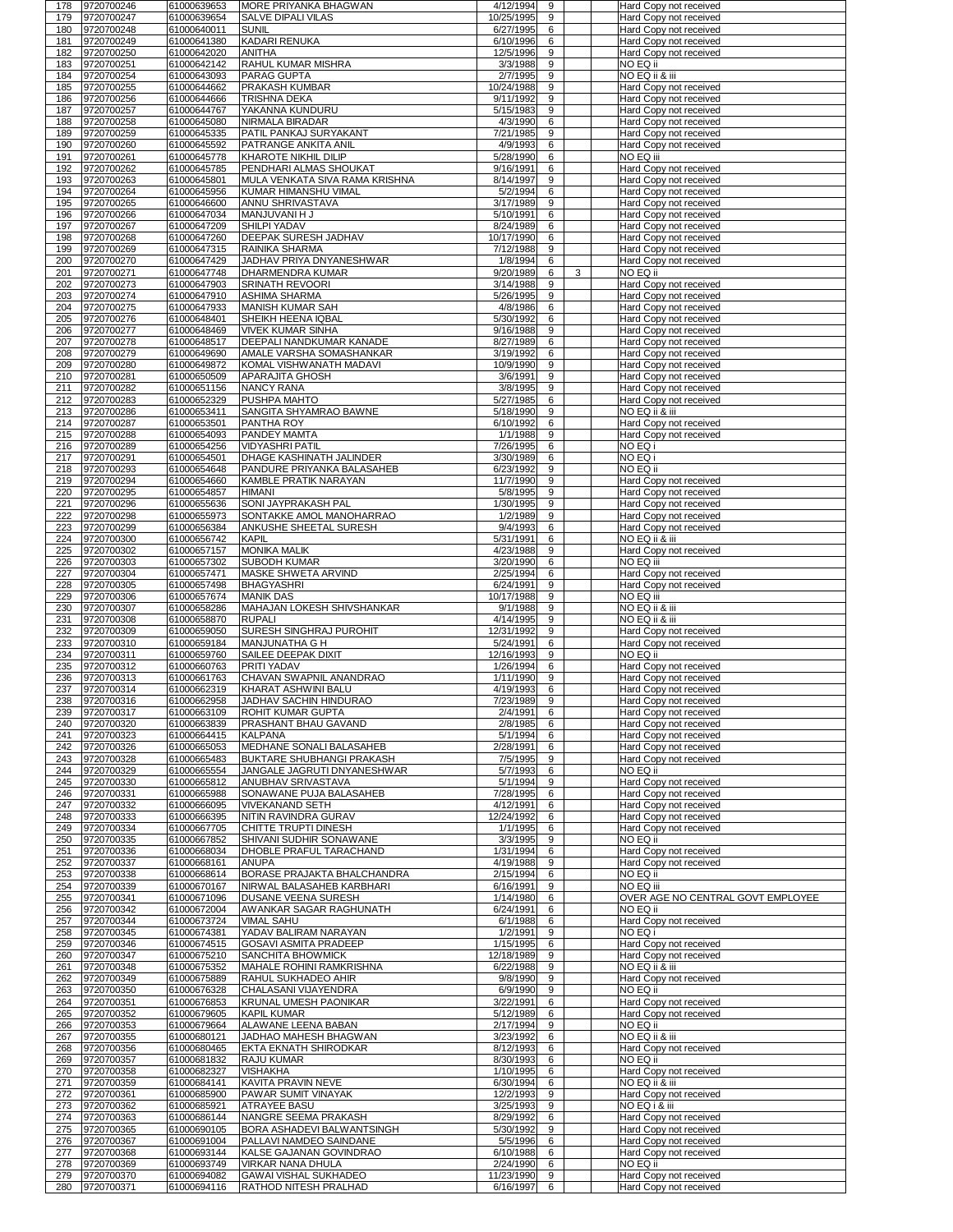| 178 | 9720700246 | 61000639653 | MORE PRIYANKA BHAGWAN | 4/12/1994 | 9 | | | Hard Copy not received |
|---|---|---|---|---|---|---|---|---|
| 179 | 9720700247 | 61000639654 | SALVE DIPALI VILAS | 10/25/1995 | 9 | | | Hard Copy not received |
| 180 | 9720700248 | 61000640011 | SUNIL | 6/27/1995 | 6 | | | Hard Copy not received |
| 181 | 9720700249 | 61000641380 | KADARI RENUKA | 6/10/1996 | 6 | | | Hard Copy not received |
| 182 | 9720700250 | 61000642020 | ANITHA | 12/5/1996 | 9 | | | Hard Copy not received |
| 183 | 9720700251 | 61000642142 | RAHUL KUMAR MISHRA | 3/3/1988 | 9 | | | NO EQ ii |
| 184 | 9720700254 | 61000643093 | PARAG GUPTA | 2/7/1995 | 9 | | | NO EQ ii & iii |
| 185 | 9720700255 | 61000644662 | PRAKASH KUMBAR | 10/24/1988 | 9 | | | Hard Copy not received |
| 186 | 9720700256 | 61000644666 | TRISHNA DEKA | 9/11/1992 | 9 | | | Hard Copy not received |
| 187 | 9720700257 | 61000644767 | YAKANNA KUNDURU | 5/15/1983 | 9 | | | Hard Copy not received |
| 188 | 9720700258 | 61000645080 | NIRMALA BIRADAR | 4/3/1990 | 6 | | | Hard Copy not received |
| 189 | 9720700259 | 61000645335 | PATIL PANKAJ SURYAKANT | 7/21/1985 | 9 | | | Hard Copy not received |
| 190 | 9720700260 | 61000645592 | PATRANGE ANKITA ANIL | 4/9/1993 | 6 | | | Hard Copy not received |
| 191 | 9720700261 | 61000645778 | KHAROTE NIKHIL DILIP | 5/28/1990 | 6 | | | NO EQ iii |
| 192 | 9720700262 | 61000645785 | PENDHARI ALMAS SHOUKAT | 9/16/1991 | 6 | | | Hard Copy not received |
| 193 | 9720700263 | 61000645801 | MULA VENKATA SIVA RAMA KRISHNA | 8/14/1997 | 9 | | | Hard Copy not received |
| 194 | 9720700264 | 61000645956 | KUMAR HIMANSHU VIMAL | 5/2/1994 | 6 | | | Hard Copy not received |
| 195 | 9720700265 | 61000646600 | ANNU SHRIVASTAVA | 3/17/1989 | 9 | | | Hard Copy not received |
| 196 | 9720700266 | 61000647034 | MANJUVANI H J | 5/10/1991 | 6 | | | Hard Copy not received |
| 197 | 9720700267 | 61000647209 | SHILPI YADAV | 8/24/1989 | 6 | | | Hard Copy not received |
| 198 | 9720700268 | 61000647260 | DEEPAK SURESH JADHAV | 10/17/1990 | 6 | | | Hard Copy not received |
| 199 | 9720700269 | 61000647315 | RAINIKA SHARMA | 7/12/1988 | 9 | | | Hard Copy not received |
| 200 | 9720700270 | 61000647429 | JADHAV PRIYA DNYANESHWAR | 1/8/1994 | 6 | | | Hard Copy not received |
| 201 | 9720700271 | 61000647748 | DHARMENDRA KUMAR | 9/20/1989 | 6 | 3 | | NO EQ ii |
| 202 | 9720700273 | 61000647903 | SRINATH REVOORI | 3/14/1988 | 9 | | | Hard Copy not received |
| 203 | 9720700274 | 61000647910 | ASHIMA SHARMA | 5/26/1995 | 9 | | | Hard Copy not received |
| 204 | 9720700275 | 61000647933 | MANISH KUMAR SAH | 4/8/1986 | 6 | | | Hard Copy not received |
| 205 | 9720700276 | 61000648401 | SHEIKH HEENA IQBAL | 5/30/1992 | 6 | | | Hard Copy not received |
| 206 | 9720700277 | 61000648469 | VIVEK KUMAR SINHA | 9/16/1988 | 9 | | | Hard Copy not received |
| 207 | 9720700278 | 61000648517 | DEEPALI NANDKUMAR KANADE | 8/27/1989 | 6 | | | Hard Copy not received |
| 208 | 9720700279 | 61000649690 | AMALE VARSHA SOMASHANKAR | 3/19/1992 | 6 | | | Hard Copy not received |
| 209 | 9720700280 | 61000649872 | KOMAL VISHWANATH MADAVI | 10/9/1990 | 9 | | | Hard Copy not received |
| 210 | 9720700281 | 61000650509 | APARAJITA GHOSH | 3/6/1991 | 9 | | | Hard Copy not received |
| 211 | 9720700282 | 61000651156 | NANCY RANA | 3/8/1995 | 9 | | | Hard Copy not received |
| 212 | 9720700283 | 61000652329 | PUSHPA MAHTO | 5/27/1985 | 6 | | | Hard Copy not received |
| 213 | 9720700286 | 61000653411 | SANGITA SHYAMRAO BAWNE | 5/18/1990 | 9 | | | NO EQ ii & iii |
| 214 | 9720700287 | 61000653501 | PANTHA ROY | 6/10/1992 | 6 | | | Hard Copy not received |
| 215 | 9720700288 | 61000654093 | PANDEY MAMTA | 1/1/1988 | 9 | | | Hard Copy not received |
| 216 | 9720700289 | 61000654256 | VIDYASHRI PATIL | 7/26/1995 | 6 | | | NO EQ i |
| 217 | 9720700291 | 61000654501 | DHAGE KASHINATH JALINDER | 3/30/1989 | 6 | | | NO EQ i |
| 218 | 9720700293 | 61000654648 | PANDURE PRIYANKA BALASAHEB | 6/23/1992 | 9 | | | NO EQ ii |
| 219 | 9720700294 | 61000654660 | KAMBLE PRATIK NARAYAN | 11/7/1990 | 9 | | | Hard Copy not received |
| 220 | 9720700295 | 61000654857 | HIMANI | 5/8/1995 | 9 | | | Hard Copy not received |
| 221 | 9720700296 | 61000655636 | SONI JAYPRAKASH PAL | 1/30/1995 | 9 | | | Hard Copy not received |
| 222 | 9720700298 | 61000655973 | SONTAKKE AMOL MANOHARRAO | 1/2/1989 | 9 | | | Hard Copy not received |
| 223 | 9720700299 | 61000656384 | ANKUSHE SHEETAL SURESH | 9/4/1993 | 6 | | | Hard Copy not received |
| 224 | 9720700300 | 61000656742 | KAPIL | 5/31/1991 | 6 | | | NO EQ ii & iii |
| 225 | 9720700302 | 61000657157 | MONIKA MALIK | 4/23/1988 | 9 | | | Hard Copy not received |
| 226 | 9720700303 | 61000657302 | SUBODH KUMAR | 3/20/1990 | 6 | | | NO EQ iii |
| 227 | 9720700304 | 61000657471 | MASKE SHWETA ARVIND | 2/25/1994 | 6 | | | Hard Copy not received |
| 228 | 9720700305 | 61000657498 | BHAGYASHRI | 6/24/1991 | 9 | | | Hard Copy not received |
| 229 | 9720700306 | 61000657674 | MANIK DAS | 10/17/1988 | 9 | | | NO EQ iii |
| 230 | 9720700307 | 61000658286 | MAHAJAN LOKESH SHIVSHANKAR | 9/1/1988 | 9 | | | NO EQ ii & iii |
| 231 | 9720700308 | 61000658870 | RUPALI | 4/14/1995 | 9 | | | NO EQ ii & iii |
| 232 | 9720700309 | 61000659050 | SURESH SINGHRAJ PUROHIT | 12/31/1992 | 9 | | | Hard Copy not received |
| 233 | 9720700310 | 61000659184 | MANJUNATHA G H | 5/24/1991 | 6 | | | Hard Copy not received |
| 234 | 9720700311 | 61000659760 | SAILEE DEEPAK DIXIT | 12/16/1993 | 9 | | | NO EQ ii |
| 235 | 9720700312 | 61000660763 | PRITI YADAV | 1/26/1994 | 6 | | | Hard Copy not received |
| 236 | 9720700313 | 61000661763 | CHAVAN SWAPNIL ANANDRAO | 1/11/1990 | 9 | | | Hard Copy not received |
| 237 | 9720700314 | 61000662319 | KHARAT ASHWINI BALU | 4/19/1993 | 6 | | | Hard Copy not received |
| 238 | 9720700316 | 61000662958 | JADHAV SACHIN HINDURAO | 7/23/1989 | 9 | | | Hard Copy not received |
| 239 | 9720700317 | 61000663109 | ROHIT KUMAR GUPTA | 2/4/1991 | 6 | | | Hard Copy not received |
| 240 | 9720700320 | 61000663839 | PRASHANT BHAU GAVAND | 2/8/1985 | 6 | | | Hard Copy not received |
| 241 | 9720700323 | 61000664415 | KALPANA | 5/1/1994 | 6 | | | Hard Copy not received |
| 242 | 9720700326 | 61000665053 | MEDHANE SONALI BALASAHEB | 2/28/1991 | 6 | | | Hard Copy not received |
| 243 | 9720700328 | 61000665483 | BUKTARE SHUBHANGI PRAKASH | 7/5/1995 | 9 | | | Hard Copy not received |
| 244 | 9720700329 | 61000665554 | JANGALE JAGRUTI DNYANESHWAR | 5/7/1993 | 6 | | | NO EQ ii |
| 245 | 9720700330 | 61000665812 | ANUBHAV SRIVASTAVA | 5/1/1994 | 9 | | | Hard Copy not received |
| 246 | 9720700331 | 61000665988 | SONAWANE PUJA BALASAHEB | 7/28/1995 | 6 | | | Hard Copy not received |
| 247 | 9720700332 | 61000666095 | VIVEKANAND SETH | 4/12/1991 | 6 | | | Hard Copy not received |
| 248 | 9720700333 | 61000666395 | NITIN RAVINDRA GURAV | 12/24/1992 | 6 | | | Hard Copy not received |
| 249 | 9720700334 | 61000667705 | CHITTE TRUPTI DINESH | 1/1/1995 | 6 | | | Hard Copy not received |
| 250 | 9720700335 | 61000667852 | SHIVANI SUDHIR SONAWANE | 3/3/1995 | 9 | | | NO EQ ii |
| 251 | 9720700336 | 61000668034 | DHOBLE PRAFUL TARACHAND | 1/31/1994 | 6 | | | Hard Copy not received |
| 252 | 9720700337 | 61000668161 | ANUPA | 4/19/1988 | 9 | | | Hard Copy not received |
| 253 | 9720700338 | 61000668614 | BORASE PRAJAKTA BHALCHANDRA | 2/15/1994 | 6 | | | NO EQ ii |
| 254 | 9720700339 | 61000670167 | NIRWAL BALASAHEB KARBHARI | 6/16/1991 | 9 | | | NO EQ iii |
| 255 | 9720700341 | 61000671096 | DUSANE VEENA SURESH | 1/14/1980 | 6 | | | OVER AGE NO CENTRAL GOVT EMPLOYEE |
| 256 | 9720700342 | 61000672004 | AWANKAR SAGAR RAGHUNATH | 6/24/1991 | 6 | | | NO EQ ii |
| 257 | 9720700344 | 61000673724 | VIMAL SAHU | 6/1/1988 | 6 | | | Hard Copy not received |
| 258 | 9720700345 | 61000674381 | YADAV BALIRAM NARAYAN | 1/2/1991 | 9 | | | NO EQ i |
| 259 | 9720700346 | 61000674515 | GOSAVI ASMITA PRADEEP | 1/15/1995 | 6 | | | Hard Copy not received |
| 260 | 9720700347 | 61000675210 | SANCHITA BHOWMICK | 12/18/1989 | 9 | | | Hard Copy not received |
| 261 | 9720700348 | 61000675352 | MAHALE ROHINI RAMKRISHNA | 6/22/1988 | 9 | | | NO EQ ii & iii |
| 262 | 9720700349 | 61000675889 | RAHUL SUKHADEO AHIR | 9/8/1990 | 9 | | | Hard Copy not received |
| 263 | 9720700350 | 61000676328 | CHALASANI VIJAYENDRA | 6/9/1990 | 9 | | | NO EQ ii |
| 264 | 9720700351 | 61000676853 | KRUNAL UMESH PAONIKAR | 3/22/1991 | 6 | | | Hard Copy not received |
| 265 | 9720700352 | 61000679605 | KAPIL KUMAR | 5/12/1989 | 6 | | | Hard Copy not received |
| 266 | 9720700353 | 61000679664 | ALAWANE LEENA BABAN | 2/17/1994 | 9 | | | NO EQ ii |
| 267 | 9720700355 | 61000680121 | JADHAO MAHESH BHAGWAN | 3/23/1992 | 6 | | | NO EQ ii & iii |
| 268 | 9720700356 | 61000680465 | EKTA EKNATH SHIRODKAR | 8/12/1993 | 6 | | | Hard Copy not received |
| 269 | 9720700357 | 61000681832 | RAJU KUMAR | 8/30/1993 | 6 | | | NO EQ ii |
| 270 | 9720700358 | 61000682327 | VISHAKHA | 1/10/1995 | 6 | | | Hard Copy not received |
| 271 | 9720700359 | 61000684141 | KAVITA PRAVIN NEVE | 6/30/1994 | 6 | | | NO EQ ii & iii |
| 272 | 9720700361 | 61000685900 | PAWAR SUMIT VINAYAK | 12/2/1993 | 9 | | | Hard Copy not received |
| 273 | 9720700362 | 61000685921 | ATRAYEE BASU | 3/25/1993 | 9 | | | NO EQ i & iii |
| 274 | 9720700363 | 61000686144 | NANGRE SEEMA PRAKASH | 8/29/1992 | 6 | | | Hard Copy not received |
| 275 | 9720700365 | 61000690105 | BORA ASHADEVI BALWANTSINGH | 5/30/1992 | 9 | | | Hard Copy not received |
| 276 | 9720700367 | 61000691004 | PALLAVI NAMDEO SAINDANE | 5/5/1996 | 6 | | | Hard Copy not received |
| 277 | 9720700368 | 61000693144 | KALSE GAJANAN GOVINDRAO | 6/10/1988 | 6 | | | Hard Copy not received |
| 278 | 9720700369 | 61000693749 | VIRKAR NANA DHULA | 2/24/1990 | 6 | | | NO EQ ii |
| 279 | 9720700370 | 61000694082 | GAWAI VISHAL SUKHADEO | 11/23/1990 | 9 | | | Hard Copy not received |
| 280 | 9720700371 | 61000694116 | RATHOD NITESH PRALHAD | 6/16/1997 | 6 | | | Hard Copy not received |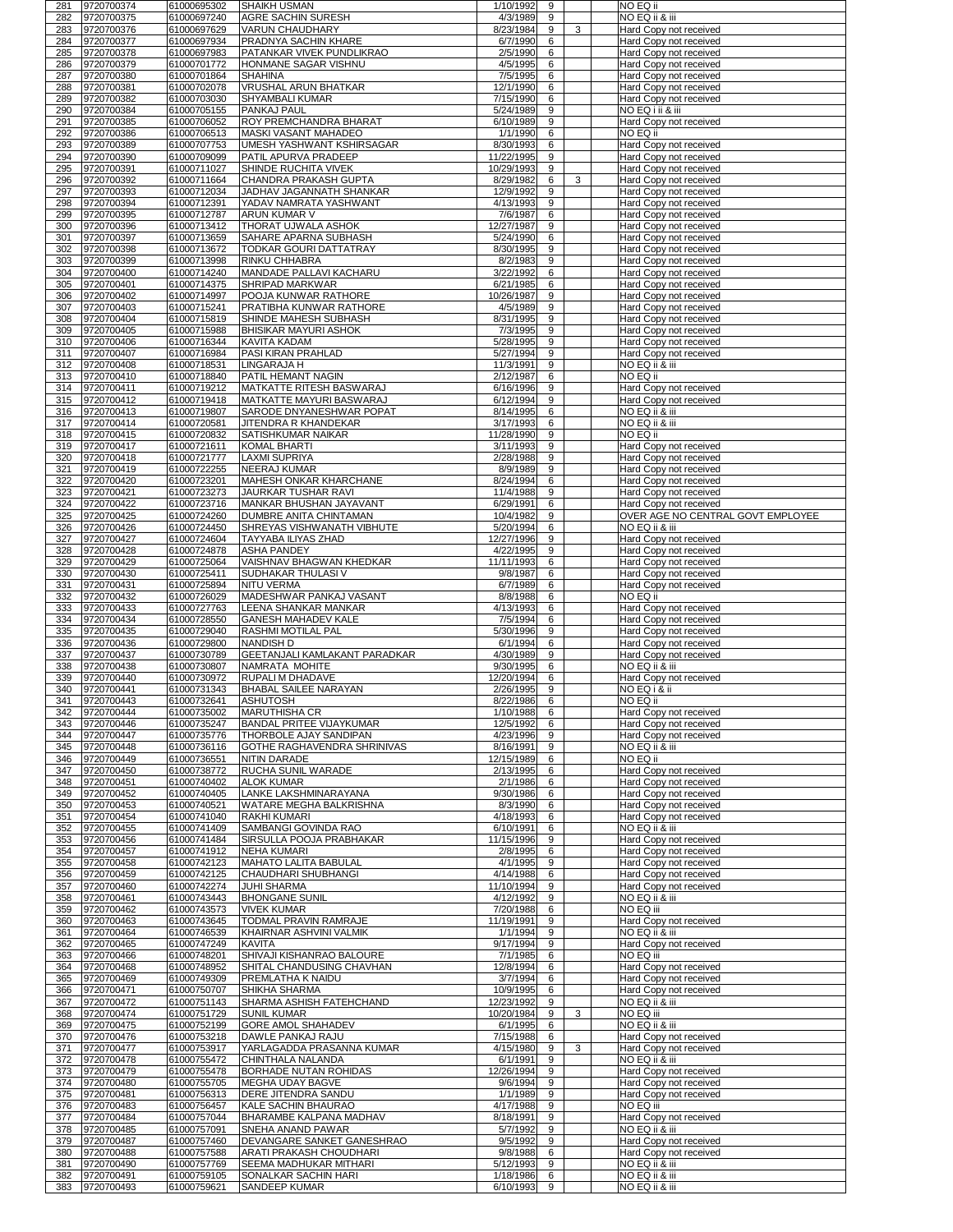| | | | | | | | |
|---|---|---|---|---|---|---|---|
| 281 | 9720700374 | 61000695302 | SHAIKH USMAN | 1/10/1992 | 9 | | NO EQ ii |
| 282 | 9720700375 | 61000697240 | AGRE SACHIN SURESH | 4/3/1989 | 9 | | NO EQ ii & iii |
| 283 | 9720700376 | 61000697629 | VARUN CHAUDHARY | 8/23/1984 | 9 | 3 | Hard Copy not received |
| 284 | 9720700377 | 61000697934 | PRADNYA SACHIN KHARE | 6/7/1990 | 6 | | Hard Copy not received |
| 285 | 9720700378 | 61000697983 | PATANKAR VIVEK PUNDLIKRAO | 2/5/1990 | 6 | | Hard Copy not received |
| 286 | 9720700379 | 61000701772 | HONMANE SAGAR VISHNU | 4/5/1995 | 6 | | Hard Copy not received |
| 287 | 9720700380 | 61000701864 | SHAHINA | 7/5/1995 | 6 | | Hard Copy not received |
| 288 | 9720700381 | 61000702078 | VRUSHAL ARUN BHATKAR | 12/1/1990 | 6 | | Hard Copy not received |
| 289 | 9720700382 | 61000703030 | SHYAMBALI KUMAR | 7/15/1990 | 6 | | Hard Copy not received |
| 290 | 9720700384 | 61000705155 | PANKAJ PAUL | 5/24/1989 | 9 | | NO EQ i ii & iii |
| 291 | 9720700385 | 61000706052 | ROY PREMCHANDRA BHARAT | 6/10/1989 | 9 | | Hard Copy not received |
| 292 | 9720700386 | 61000706513 | MASKI VASANT MAHADEO | 1/1/1990 | 6 | | NO EQ ii |
| 293 | 9720700389 | 61000707753 | UMESH YASHWANT KSHIRSAGAR | 8/30/1993 | 6 | | Hard Copy not received |
| 294 | 9720700390 | 61000709099 | PATIL APURVA PRADEEP | 11/22/1995 | 9 | | Hard Copy not received |
| 295 | 9720700391 | 61000711027 | SHINDE RUCHITA VIVEK | 10/29/1993 | 9 | | Hard Copy not received |
| 296 | 9720700392 | 61000711664 | CHANDRA PRAKASH GUPTA | 8/29/1982 | 6 | 3 | Hard Copy not received |
| 297 | 9720700393 | 61000712034 | JADHAV JAGANNATH SHANKAR | 12/9/1992 | 9 | | Hard Copy not received |
| 298 | 9720700394 | 61000712391 | YADAV NAMRATA YASHWANT | 4/13/1993 | 9 | | Hard Copy not received |
| 299 | 9720700395 | 61000712787 | ARUN KUMAR V | 7/6/1987 | 6 | | Hard Copy not received |
| 300 | 9720700396 | 61000713412 | THORAT UJWALA ASHOK | 12/27/1987 | 9 | | Hard Copy not received |
| 301 | 9720700397 | 61000713659 | SAHARE APARNA SUBHASH | 5/24/1990 | 6 | | Hard Copy not received |
| 302 | 9720700398 | 61000713672 | TODKAR GOURI DATTATRAY | 8/30/1995 | 9 | | Hard Copy not received |
| 303 | 9720700399 | 61000713998 | RINKU CHHABRA | 8/2/1983 | 9 | | Hard Copy not received |
| 304 | 9720700400 | 61000714240 | MANDADE PALLAVI KACHARU | 3/22/1992 | 6 | | Hard Copy not received |
| 305 | 9720700401 | 61000714375 | SHRIPAD MARKWAR | 6/21/1985 | 6 | | Hard Copy not received |
| 306 | 9720700402 | 61000714997 | POOJA KUNWAR RATHORE | 10/26/1987 | 9 | | Hard Copy not received |
| 307 | 9720700403 | 61000715241 | PRATIBHA KUNWAR RATHORE | 4/5/1989 | 9 | | Hard Copy not received |
| 308 | 9720700404 | 61000715819 | SHINDE MAHESH SUBHASH | 8/31/1995 | 9 | | Hard Copy not received |
| 309 | 9720700405 | 61000715988 | BHISIKAR MAYURI ASHOK | 7/3/1995 | 9 | | Hard Copy not received |
| 310 | 9720700406 | 61000716344 | KAVITA KADAM | 5/28/1995 | 9 | | Hard Copy not received |
| 311 | 9720700407 | 61000716984 | PASI KIRAN PRAHLAD | 5/27/1994 | 9 | | Hard Copy not received |
| 312 | 9720700408 | 61000718531 | LINGARAJA H | 11/3/1991 | 9 | | NO EQ ii & iii |
| 313 | 9720700410 | 61000718840 | PATIL HEMANT NAGIN | 2/12/1987 | 6 | | NO EQ ii |
| 314 | 9720700411 | 61000719212 | MATKATTE RITESH BASWARAJ | 6/16/1996 | 9 | | Hard Copy not received |
| 315 | 9720700412 | 61000719418 | MATKATTE MAYURI BASWARAJ | 6/12/1994 | 9 | | Hard Copy not received |
| 316 | 9720700413 | 61000719807 | SARODE DNYANESHWAR POPAT | 8/14/1995 | 6 | | NO EQ ii & iii |
| 317 | 9720700414 | 61000720581 | JITENDRA R KHANDEKAR | 3/17/1993 | 6 | | NO EQ ii & iii |
| 318 | 9720700415 | 61000720832 | SATISHKUMAR NAIKAR | 11/28/1990 | 9 | | NO EQ ii |
| 319 | 9720700417 | 61000721611 | KOMAL BHARTI | 3/11/1993 | 9 | | Hard Copy not received |
| 320 | 9720700418 | 61000721777 | LAXMI SUPRIYA | 2/28/1988 | 9 | | Hard Copy not received |
| 321 | 9720700419 | 61000722255 | NEERAJ KUMAR | 8/9/1989 | 9 | | Hard Copy not received |
| 322 | 9720700420 | 61000723201 | MAHESH ONKAR KHARCHANE | 8/24/1994 | 6 | | Hard Copy not received |
| 323 | 9720700421 | 61000723273 | JAURKAR TUSHAR RAVI | 11/4/1988 | 9 | | Hard Copy not received |
| 324 | 9720700422 | 61000723716 | MANKAR BHUSHAN JAYAVANT | 6/29/1991 | 6 | | Hard Copy not received |
| 325 | 9720700425 | 61000724260 | DUMBRE ANITA CHINTAMAN | 10/4/1982 | 9 | | OVER AGE NO CENTRAL GOVT EMPLOYEE |
| 326 | 9720700426 | 61000724450 | SHREYAS VISHWANATH VIBHUTE | 5/20/1994 | 6 | | NO EQ ii & iii |
| 327 | 9720700427 | 61000724604 | TAYYABA ILIYAS ZHAD | 12/27/1996 | 9 | | Hard Copy not received |
| 328 | 9720700428 | 61000724878 | ASHA PANDEY | 4/22/1995 | 9 | | Hard Copy not received |
| 329 | 9720700429 | 61000725064 | VAISHNAV BHAGWAN KHEDKAR | 11/11/1993 | 6 | | Hard Copy not received |
| 330 | 9720700430 | 61000725411 | SUDHAKAR THULASI V | 9/8/1987 | 6 | | Hard Copy not received |
| 331 | 9720700431 | 61000725894 | NITU VERMA | 6/7/1989 | 6 | | Hard Copy not received |
| 332 | 9720700432 | 61000726029 | MADESHWAR PANKAJ VASANT | 8/8/1988 | 6 | | NO EQ ii |
| 333 | 9720700433 | 61000727763 | LEENA SHANKAR MANKAR | 4/13/1993 | 6 | | Hard Copy not received |
| 334 | 9720700434 | 61000728550 | GANESH MAHADEV KALE | 7/5/1994 | 6 | | Hard Copy not received |
| 335 | 9720700435 | 61000729040 | RASHMI MOTILAL PAL | 5/30/1996 | 9 | | Hard Copy not received |
| 336 | 9720700436 | 61000729800 | NANDISH D | 6/1/1994 | 6 | | Hard Copy not received |
| 337 | 9720700437 | 61000730789 | GEETANJALI KAMLAKANT PARADKAR | 4/30/1989 | 9 | | Hard Copy not received |
| 338 | 9720700438 | 61000730807 | NAMRATA MOHITE | 9/30/1995 | 6 | | NO EQ ii & iii |
| 339 | 9720700440 | 61000730972 | RUPALI M DHADAVE | 12/20/1994 | 6 | | Hard Copy not received |
| 340 | 9720700441 | 61000731343 | BHABAL SAILEE NARAYAN | 2/26/1995 | 9 | | NO EQ i & ii |
| 341 | 9720700443 | 61000732641 | ASHUTOSH | 8/22/1986 | 6 | | NO EQ ii |
| 342 | 9720700444 | 61000735002 | MARUTHISHA CR | 1/10/1988 | 6 | | Hard Copy not received |
| 343 | 9720700446 | 61000735247 | BANDAL PRITEE VIJAYKUMAR | 12/5/1992 | 6 | | Hard Copy not received |
| 344 | 9720700447 | 61000735776 | THORBOLE AJAY SANDIPAN | 4/23/1996 | 9 | | Hard Copy not received |
| 345 | 9720700448 | 61000736116 | GOTHE RAGHAVENDRA SHRINIVAS | 8/16/1991 | 9 | | NO EQ ii & iii |
| 346 | 9720700449 | 61000736551 | NITIN DARADE | 12/15/1989 | 6 | | NO EQ ii |
| 347 | 9720700450 | 61000738772 | RUCHA SUNIL WARADE | 2/13/1995 | 6 | | Hard Copy not received |
| 348 | 9720700451 | 61000740402 | ALOK KUMAR | 2/1/1986 | 6 | | Hard Copy not received |
| 349 | 9720700452 | 61000740405 | LANKE LAKSHMINARAYANA | 9/30/1986 | 6 | | Hard Copy not received |
| 350 | 9720700453 | 61000740521 | WATARE MEGHA BALKRISHNA | 8/3/1990 | 6 | | Hard Copy not received |
| 351 | 9720700454 | 61000741040 | RAKHI KUMARI | 4/18/1993 | 6 | | Hard Copy not received |
| 352 | 9720700455 | 61000741409 | SAMBANGI GOVINDA RAO | 6/10/1991 | 6 | | NO EQ ii & iii |
| 353 | 9720700456 | 61000741484 | SIRSULLA POOJA PRABHAKAR | 11/15/1996 | 9 | | Hard Copy not received |
| 354 | 9720700457 | 61000741912 | NEHA KUMARI | 2/8/1995 | 6 | | Hard Copy not received |
| 355 | 9720700458 | 61000742123 | MAHATO LALITA BABULAL | 4/1/1995 | 9 | | Hard Copy not received |
| 356 | 9720700459 | 61000742125 | CHAUDHARI SHUBHANGI | 4/14/1988 | 6 | | Hard Copy not received |
| 357 | 9720700460 | 61000742274 | JUHI SHARMA | 11/10/1994 | 9 | | Hard Copy not received |
| 358 | 9720700461 | 61000743443 | BHONGANE SUNIL | 4/12/1992 | 9 | | NO EQ ii & iii |
| 359 | 9720700462 | 61000743573 | VIVEK KUMAR | 7/20/1988 | 6 | | NO EQ iii |
| 360 | 9720700463 | 61000743645 | TODMAL PRAVIN RAMRAJE | 11/19/1991 | 9 | | Hard Copy not received |
| 361 | 9720700464 | 61000746539 | KHAIRNAR ASHVINI VALMIK | 1/1/1994 | 9 | | NO EQ ii & iii |
| 362 | 9720700465 | 61000747249 | KAVITA | 9/17/1994 | 9 | | Hard Copy not received |
| 363 | 9720700466 | 61000748201 | SHIVAJI KISHANRAO BALOURE | 7/1/1985 | 6 | | NO EQ iii |
| 364 | 9720700468 | 61000748952 | SHITAL CHANDUSING CHAVHAN | 12/8/1994 | 6 | | Hard Copy not received |
| 365 | 9720700469 | 61000749309 | PREMLATHA K NAIDU | 3/7/1994 | 6 | | Hard Copy not received |
| 366 | 9720700471 | 61000750707 | SHIKHA SHARMA | 10/9/1995 | 6 | | Hard Copy not received |
| 367 | 9720700472 | 61000751143 | SHARMA ASHISH FATEHCHAND | 12/23/1992 | 9 | | NO EQ ii & iii |
| 368 | 9720700474 | 61000751729 | SUNIL KUMAR | 10/20/1984 | 9 | 3 | NO EQ iii |
| 369 | 9720700475 | 61000752199 | GORE AMOL SHAHADEV | 6/1/1995 | 6 | | NO EQ ii & iii |
| 370 | 9720700476 | 61000753218 | DAWLE PANKAJ RAJU | 7/15/1988 | 6 | | Hard Copy not received |
| 371 | 9720700477 | 61000753917 | YARLAGADDA PRASANNA KUMAR | 4/15/1980 | 9 | 3 | Hard Copy not received |
| 372 | 9720700478 | 61000755472 | CHINTHALA NALANDA | 6/1/1991 | 9 | | NO EQ ii & iii |
| 373 | 9720700479 | 61000755478 | BORHADE NUTAN ROHIDAS | 12/26/1994 | 9 | | Hard Copy not received |
| 374 | 9720700480 | 61000755705 | MEGHA UDAY BAGVE | 9/6/1994 | 9 | | Hard Copy not received |
| 375 | 9720700481 | 61000756313 | DERE JITENDRA SANDU | 1/1/1989 | 9 | | Hard Copy not received |
| 376 | 9720700483 | 61000756457 | KALE SACHIN BHAURAO | 4/17/1988 | 9 | | NO EQ iii |
| 377 | 9720700484 | 61000757044 | BHARAMBE KALPANA MADHAV | 8/18/1991 | 9 | | Hard Copy not received |
| 378 | 9720700485 | 61000757091 | SNEHA ANAND PAWAR | 5/7/1992 | 9 | | NO EQ ii & iii |
| 379 | 9720700487 | 61000757460 | DEVANGARE SANKET GANESHRAO | 9/5/1992 | 9 | | Hard Copy not received |
| 380 | 9720700488 | 61000757588 | ARATI PRAKASH CHOUDHARI | 9/8/1988 | 6 | | Hard Copy not received |
| 381 | 9720700490 | 61000757769 | SEEMA MADHUKAR MITHARI | 5/12/1993 | 9 | | NO EQ ii & iii |
| 382 | 9720700491 | 61000759105 | SONALKAR SACHIN HARI | 1/18/1986 | 6 | | NO EQ ii & iii |
| 383 | 9720700493 | 61000759621 | SANDEEP KUMAR | 6/10/1993 | 9 | | NO EQ ii & iii |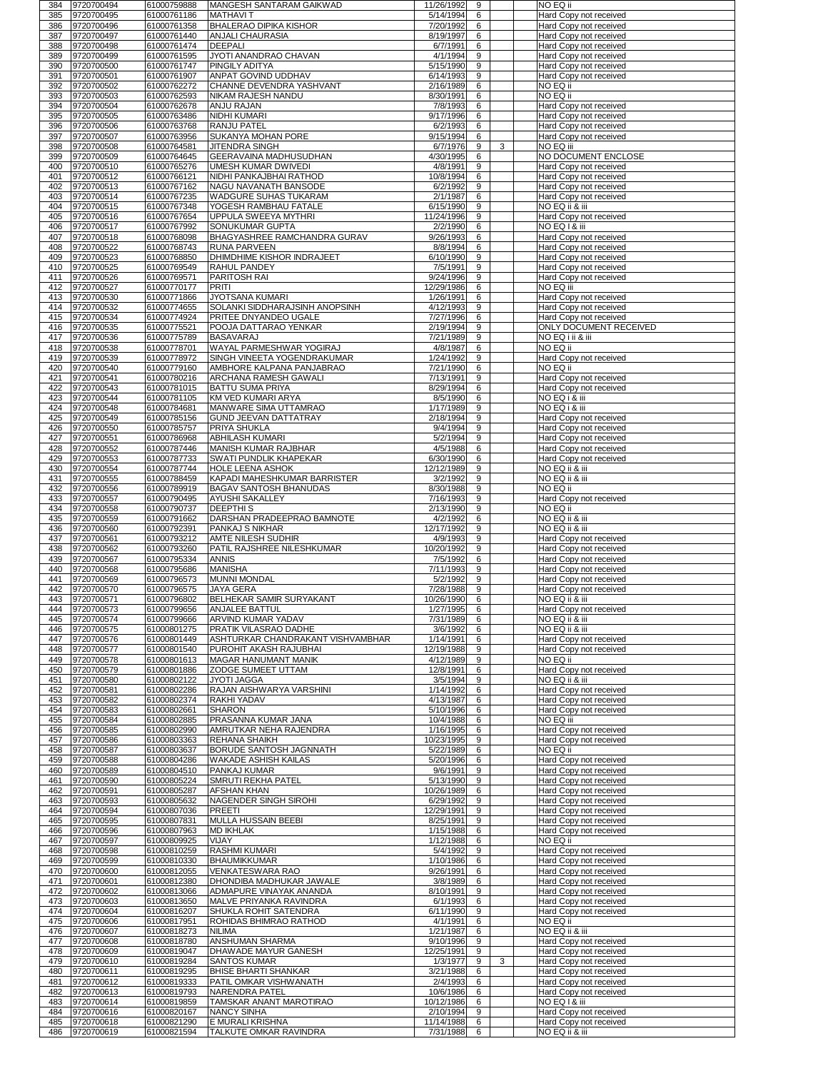| 384 | 9720700494 | 61000759888 | MANGESH SANTARAM GAIKWAD | 11/26/1992 | 9 | | NO EQ ii |
|---|---|---|---|---|---|---|---|
| 385 | 9720700495 | 61000761186 | MATHAVI T | 5/14/1994 | 6 | | Hard Copy not received |
| 386 | 9720700496 | 61000761358 | BHALERAO DIPIKA KISHOR | 7/20/1992 | 6 | | Hard Copy not received |
| 387 | 9720700497 | 61000761440 | ANJALI CHAURASIA | 8/19/1997 | 6 | | Hard Copy not received |
| 388 | 9720700498 | 61000761474 | DEEPALI | 6/7/1991 | 6 | | Hard Copy not received |
| 389 | 9720700499 | 61000761595 | JYOTI ANANDRAO CHAVAN | 4/1/1994 | 9 | | Hard Copy not received |
| 390 | 9720700500 | 61000761747 | PINGILY ADITYA | 5/15/1990 | 9 | | Hard Copy not received |
| 391 | 9720700501 | 61000761907 | ANPAT GOVIND UDDHAV | 6/14/1993 | 9 | | Hard Copy not received |
| 392 | 9720700502 | 61000762272 | CHANNE DEVENDRA YASHVANT | 2/16/1989 | 6 | | NO EQ ii |
| 393 | 9720700503 | 61000762593 | NIKAM RAJESH NANDU | 8/30/1991 | 6 | | NO EQ ii |
| 394 | 9720700504 | 61000762678 | ANJU RAJAN | 7/8/1993 | 6 | | Hard Copy not received |
| 395 | 9720700505 | 61000763486 | NIDHI KUMARI | 9/17/1996 | 6 | | Hard Copy not received |
| 396 | 9720700506 | 61000763768 | RANJU PATEL | 6/2/1993 | 6 | | Hard Copy not received |
| 397 | 9720700507 | 61000763956 | SUKANYA MOHAN PORE | 9/15/1994 | 6 | | Hard Copy not received |
| 398 | 9720700508 | 61000764581 | JITENDRA SINGH | 6/7/1976 | 9 | 3 | NO EQ iii |
| 399 | 9720700509 | 61000764645 | GEERAVAINA MADHUSUDHAN | 4/30/1995 | 6 | | NO DOCUMENT ENCLOSE |
| 400 | 9720700510 | 61000765276 | UMESH KUMAR DWIVEDI | 4/8/1991 | 9 | | Hard Copy not received |
| 401 | 9720700512 | 61000766121 | NIDHI PANKAJBHAI RATHOD | 10/8/1994 | 6 | | Hard Copy not received |
| 402 | 9720700513 | 61000767162 | NAGU NAVANATH BANSODE | 6/2/1992 | 9 | | Hard Copy not received |
| 403 | 9720700514 | 61000767235 | WADGURE SUHAS TUKARAM | 2/1/1987 | 6 | | Hard Copy not received |
| 404 | 9720700515 | 61000767348 | YOGESH RAMBHAU FATALE | 6/15/1990 | 9 | | NO EQ ii & iii |
| 405 | 9720700516 | 61000767654 | UPPULA SWEEYA MYTHRI | 11/24/1996 | 9 | | Hard Copy not received |
| 406 | 9720700517 | 61000767992 | SONUKUMAR GUPTA | 2/2/1990 | 6 | | NO EQ I & iii |
| 407 | 9720700518 | 61000768098 | BHAGYASHREE RAMCHANDRA GURAV | 9/26/1993 | 6 | | Hard Copy not received |
| 408 | 9720700522 | 61000768743 | RUNA PARVEEN | 8/8/1994 | 6 | | Hard Copy not received |
| 409 | 9720700523 | 61000768850 | DHIMDHIME KISHOR INDRAJEET | 6/10/1990 | 9 | | Hard Copy not received |
| 410 | 9720700525 | 61000769549 | RAHUL PANDEY | 7/5/1991 | 9 | | Hard Copy not received |
| 411 | 9720700526 | 61000769571 | PARITOSH RAI | 9/24/1996 | 9 | | Hard Copy not received |
| 412 | 9720700527 | 61000770177 | PRITI | 12/29/1986 | 6 | | NO EQ iii |
| 413 | 9720700530 | 61000771866 | JYOTSANA KUMARI | 1/26/1991 | 6 | | Hard Copy not received |
| 414 | 9720700532 | 61000774655 | SOLANKI SIDDHARAJSINH ANOPSINH | 4/12/1993 | 9 | | Hard Copy not received |
| 415 | 9720700534 | 61000774924 | PRITEE DNYANDEO UGALE | 7/27/1996 | 6 | | Hard Copy not received |
| 416 | 9720700535 | 61000775521 | POOJA DATTARAO YENKAR | 2/19/1994 | 9 | | ONLY DOCUMENT RECEIVED |
| 417 | 9720700536 | 61000775789 | BASAVARAJ | 7/21/1989 | 9 | | NO EQ i ii & iii |
| 418 | 9720700538 | 61000778701 | WAYAL PARMESHWAR YOGIRAJ | 4/8/1987 | 6 | | NO EQ ii |
| 419 | 9720700539 | 61000778972 | SINGH VINEETA YOGENDRAKUMAR | 1/24/1992 | 9 | | Hard Copy not received |
| 420 | 9720700540 | 61000779160 | AMBHORE KALPANA PANJABRAO | 7/21/1990 | 6 | | NO EQ ii |
| 421 | 9720700541 | 61000780216 | ARCHANA RAMESH GAWALI | 7/13/1991 | 9 | | Hard Copy not received |
| 422 | 9720700543 | 61000781015 | BATTU SUMA PRIYA | 8/29/1994 | 6 | | Hard Copy not received |
| 423 | 9720700544 | 61000781105 | KM VED KUMARI ARYA | 8/5/1990 | 6 | | NO EQ i & iii |
| 424 | 9720700548 | 61000784681 | MANWARE SIMA UTTAMRAO | 1/17/1989 | 9 | | NO EQ i & iii |
| 425 | 9720700549 | 61000785156 | GUND JEEVAN DATTATRAY | 2/18/1994 | 9 | | Hard Copy not received |
| 426 | 9720700550 | 61000785757 | PRIYA SHUKLA | 9/4/1994 | 9 | | Hard Copy not received |
| 427 | 9720700551 | 61000786968 | ABHILASH KUMARI | 5/2/1994 | 9 | | Hard Copy not received |
| 428 | 9720700552 | 61000787446 | MANISH KUMAR RAJBHAR | 4/5/1988 | 6 | | Hard Copy not received |
| 429 | 9720700553 | 61000787733 | SWATI PUNDLIK KHAPEKAR | 6/30/1990 | 6 | | Hard Copy not received |
| 430 | 9720700554 | 61000787744 | HOLE LEENA ASHOK | 12/12/1989 | 9 | | NO EQ ii & iii |
| 431 | 9720700555 | 61000788459 | KAPADI MAHESHKUMAR BARRISTER | 3/2/1992 | 9 | | NO EQ ii & iii |
| 432 | 9720700556 | 61000789919 | BAGAV SANTOSH BHANUDAS | 8/30/1988 | 9 | | NO EQ ii |
| 433 | 9720700557 | 61000790495 | AYUSHI SAKALLEY | 7/16/1993 | 9 | | Hard Copy not received |
| 434 | 9720700558 | 61000790737 | DEEPTHI S | 2/13/1990 | 9 | | NO EQ ii |
| 435 | 9720700559 | 61000791662 | DARSHAN PRADEEPRAO BAMNOTE | 4/2/1992 | 6 | | NO EQ ii & iii |
| 436 | 9720700560 | 61000792391 | PANKAJ S NIKHAR | 12/17/1992 | 9 | | NO EQ ii & iii |
| 437 | 9720700561 | 61000793212 | AMTE NILESH SUDHIR | 4/9/1993 | 9 | | Hard Copy not received |
| 438 | 9720700562 | 61000793260 | PATIL RAJSHREE NILESHKUMAR | 10/20/1992 | 9 | | Hard Copy not received |
| 439 | 9720700567 | 61000795334 | ANNIS | 7/5/1992 | 6 | | Hard Copy not received |
| 440 | 9720700568 | 61000795686 | MANISHA | 7/11/1993 | 9 | | Hard Copy not received |
| 441 | 9720700569 | 61000796573 | MUNNI MONDAL | 5/2/1992 | 9 | | Hard Copy not received |
| 442 | 9720700570 | 61000796575 | JAYA GERA | 7/28/1988 | 9 | | Hard Copy not received |
| 443 | 9720700571 | 61000796802 | BELHEKAR SAMIR SURYAKANT | 10/26/1990 | 6 | | NO EQ ii & iii |
| 444 | 9720700573 | 61000799656 | ANJALEE BATTUL | 1/27/1995 | 6 | | Hard Copy not received |
| 445 | 9720700574 | 61000799666 | ARVIND KUMAR YADAV | 7/31/1989 | 6 | | NO EQ ii & iii |
| 446 | 9720700575 | 61000801275 | PRATIK VILASRAO DADHE | 3/6/1992 | 6 | | NO EQ ii & iii |
| 447 | 9720700576 | 61000801449 | ASHTURKAR CHANDRAKANT VISHVAMBHAR | 1/14/1991 | 6 | | Hard Copy not received |
| 448 | 9720700577 | 61000801540 | PUROHIT AKASH RAJUBHAI | 12/19/1988 | 9 | | Hard Copy not received |
| 449 | 9720700578 | 61000801613 | MAGAR HANUMANT MANIK | 4/12/1989 | 9 | | NO EQ ii |
| 450 | 9720700579 | 61000801886 | ZODGE SUMEET UTTAM | 12/8/1991 | 6 | | Hard Copy not received |
| 451 | 9720700580 | 61000802122 | JYOTI JAGGA | 3/5/1994 | 9 | | NO EQ ii & iii |
| 452 | 9720700581 | 61000802286 | RAJAN AISHWARYA VARSHINI | 1/14/1992 | 6 | | Hard Copy not received |
| 453 | 9720700582 | 61000802374 | RAKHI YADAV | 4/13/1987 | 6 | | Hard Copy not received |
| 454 | 9720700583 | 61000802661 | SHARON | 5/10/1996 | 6 | | Hard Copy not received |
| 455 | 9720700584 | 61000802885 | PRASANNA KUMAR JANA | 10/4/1988 | 6 | | NO EQ iii |
| 456 | 9720700585 | 61000802990 | AMRUTKAR NEHA RAJENDRA | 1/16/1995 | 6 | | Hard Copy not received |
| 457 | 9720700586 | 61000803363 | REHANA SHAIKH | 10/23/1995 | 9 | | Hard Copy not received |
| 458 | 9720700587 | 61000803637 | BORUDE SANTOSH JAGNNATH | 5/22/1989 | 6 | | NO EQ ii |
| 459 | 9720700588 | 61000804286 | WAKADE ASHISH KAILAS | 5/20/1996 | 6 | | Hard Copy not received |
| 460 | 9720700589 | 61000804510 | PANKAJ KUMAR | 9/6/1991 | 9 | | Hard Copy not received |
| 461 | 9720700590 | 61000805224 | SMRUTI REKHA PATEL | 5/13/1990 | 9 | | Hard Copy not received |
| 462 | 9720700591 | 61000805287 | AFSHAN KHAN | 10/26/1989 | 6 | | Hard Copy not received |
| 463 | 9720700593 | 61000805632 | NAGENDER SINGH SIROHI | 6/29/1992 | 9 | | Hard Copy not received |
| 464 | 9720700594 | 61000807036 | PREETI | 12/29/1991 | 9 | | Hard Copy not received |
| 465 | 9720700595 | 61000807831 | MULLA HUSSAIN BEEBI | 8/25/1991 | 9 | | Hard Copy not received |
| 466 | 9720700596 | 61000807963 | MD IKHLAK | 1/15/1988 | 6 | | Hard Copy not received |
| 467 | 9720700597 | 61000809925 | VIJAY | 1/12/1988 | 6 | | NO EQ ii |
| 468 | 9720700598 | 61000810259 | RASHMI KUMARI | 5/4/1992 | 9 | | Hard Copy not received |
| 469 | 9720700599 | 61000810330 | BHAUMIKKUMAR | 1/10/1986 | 6 | | Hard Copy not received |
| 470 | 9720700600 | 61000812055 | VENKATESWARA RAO | 9/26/1991 | 6 | | Hard Copy not received |
| 471 | 9720700601 | 61000812380 | DHONDIBA MADHUKAR JAWALE | 3/8/1989 | 6 | | Hard Copy not received |
| 472 | 9720700602 | 61000813066 | ADMAPURE VINAYAK ANANDA | 8/10/1991 | 9 | | Hard Copy not received |
| 473 | 9720700603 | 61000813650 | MALVE PRIYANKA RAVINDRA | 6/1/1993 | 6 | | Hard Copy not received |
| 474 | 9720700604 | 61000816207 | SHUKLA ROHIT SATENDRA | 6/11/1990 | 9 | | Hard Copy not received |
| 475 | 9720700606 | 61000817951 | ROHIDAS BHIMRAO RATHOD | 4/1/1991 | 6 | | NO EQ ii |
| 476 | 9720700607 | 61000818273 | NILIMA | 1/21/1987 | 6 | | NO EQ ii & iii |
| 477 | 9720700608 | 61000818780 | ANSHUMAN SHARMA | 9/10/1996 | 9 | | Hard Copy not received |
| 478 | 9720700609 | 61000819047 | DHAWADE MAYUR GANESH | 12/25/1991 | 9 | | Hard Copy not received |
| 479 | 9720700610 | 61000819284 | SANTOS KUMAR | 1/3/1977 | 9 | 3 | Hard Copy not received |
| 480 | 9720700611 | 61000819295 | BHISE BHARTI SHANKAR | 3/21/1988 | 6 | | Hard Copy not received |
| 481 | 9720700612 | 61000819333 | PATIL OMKAR VISHWANATH | 2/4/1993 | 6 | | Hard Copy not received |
| 482 | 9720700613 | 61000819793 | NARENDRA PATEL | 10/6/1986 | 6 | | Hard Copy not received |
| 483 | 9720700614 | 61000819859 | TAMSKAR ANANT MAROTIRAO | 10/12/1986 | 6 | | NO EQ I & iii |
| 484 | 9720700616 | 61000820167 | NANCY SINHA | 2/10/1994 | 9 | | Hard Copy not received |
| 485 | 9720700618 | 61000821290 | E MURALI KRISHNA | 11/14/1988 | 6 | | Hard Copy not received |
| 486 | 9720700619 | 61000821594 | TALKUTE OMKAR RAVINDRA | 7/31/1988 | 6 | | NO EQ ii & iii |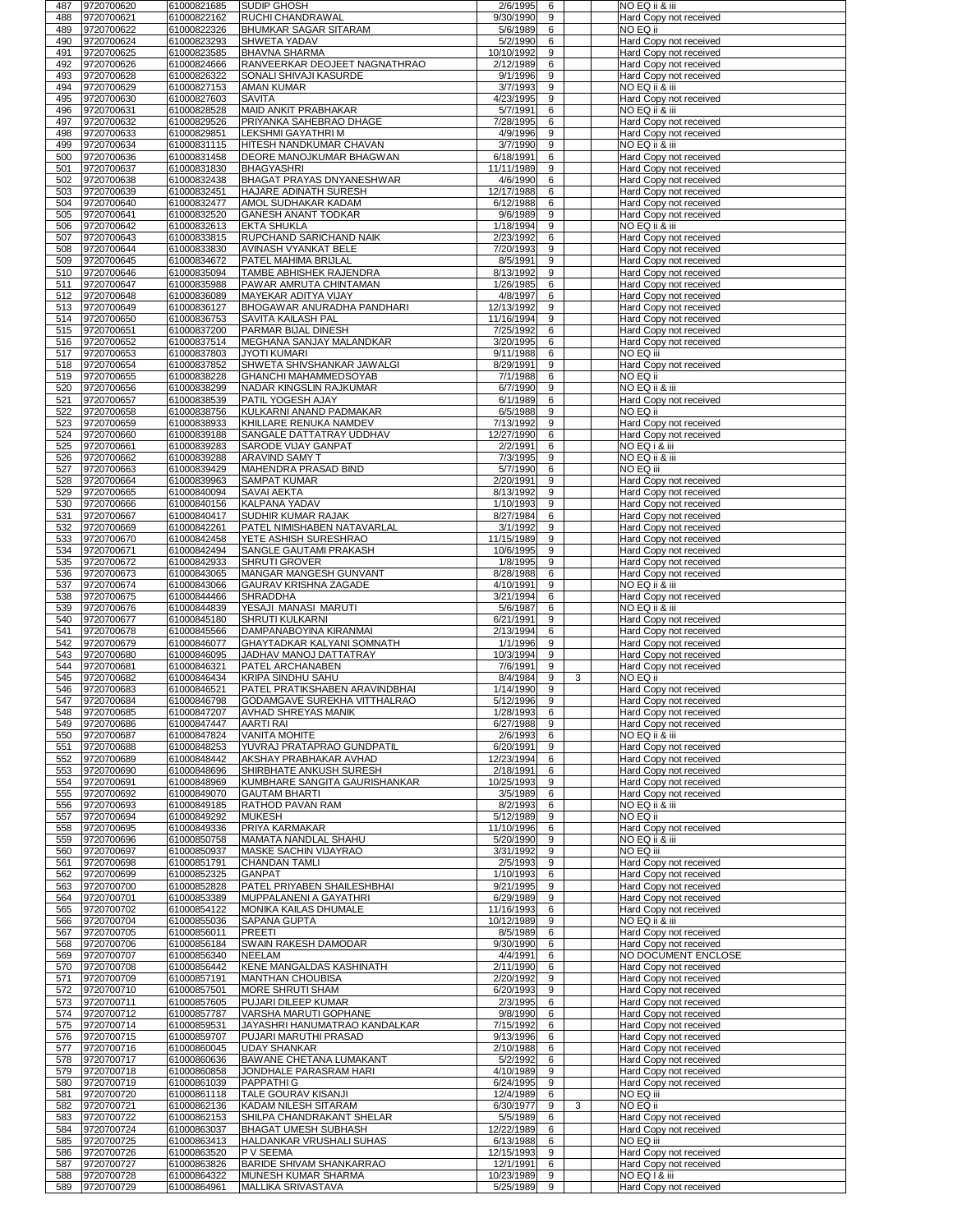| 487 | 9720700620 | 61000821685 | SUDIP GHOSH | 2/6/1995 | 6 | | NO EQ ii & iii |
|---|---|---|---|---|---|---|---|
| 488 | 9720700621 | 61000822162 | RUCHI CHANDRAWAL | 9/30/1990 | 9 | | Hard Copy not received |
| 489 | 9720700622 | 61000822326 | BHUMKAR SAGAR SITARAM | 5/6/1989 | 6 | | NO EQ ii |
| 490 | 9720700624 | 61000823293 | SHWETA YADAV | 5/2/1990 | 6 | | Hard Copy not received |
| 491 | 9720700625 | 61000823585 | BHAVNA SHARMA | 10/10/1992 | 9 | | Hard Copy not received |
| 492 | 9720700626 | 61000824666 | RANVEERKAR DEOJEET NAGNATHRAO | 2/12/1989 | 6 | | Hard Copy not received |
| 493 | 9720700628 | 61000826322 | SONALI SHIVAJI KASURDE | 9/1/1996 | 9 | | Hard Copy not received |
| 494 | 9720700629 | 61000827153 | AMAN KUMAR | 3/7/1993 | 9 | | NO EQ ii & iii |
| 495 | 9720700630 | 61000827603 | SAVITA | 4/23/1995 | 9 | | Hard Copy not received |
| 496 | 9720700631 | 61000828528 | MAID ANKIT PRABHAKAR | 5/7/1991 | 6 | | NO EQ ii & iii |
| 497 | 9720700632 | 61000829526 | PRIYANKA SAHEBRAO DHAGE | 7/28/1995 | 6 | | Hard Copy not received |
| 498 | 9720700633 | 61000829851 | LEKSHMI GAYATHRI M | 4/9/1996 | 9 | | Hard Copy not received |
| 499 | 9720700634 | 61000831115 | HITESH NANDKUMAR CHAVAN | 3/7/1990 | 9 | | NO EQ ii & iii |
| 500 | 9720700636 | 61000831458 | DEORE MANOJKUMAR BHAGWAN | 6/18/1991 | 6 | | Hard Copy not received |
| 501 | 9720700637 | 61000831830 | BHAGYASHRI | 11/11/1989 | 9 | | Hard Copy not received |
| 502 | 9720700638 | 61000832438 | BHAGAT PRAYAS DNYANESHWAR | 4/6/1990 | 6 | | Hard Copy not received |
| 503 | 9720700639 | 61000832451 | HAJARE ADINATH SURESH | 12/17/1988 | 6 | | Hard Copy not received |
| 504 | 9720700640 | 61000832477 | AMOL SUDHAKAR KADAM | 6/12/1988 | 6 | | Hard Copy not received |
| 505 | 9720700641 | 61000832520 | GANESH ANANT TODKAR | 9/6/1989 | 9 | | Hard Copy not received |
| 506 | 9720700642 | 61000832613 | EKTA SHUKLA | 1/18/1994 | 9 | | NO EQ ii & iii |
| 507 | 9720700643 | 61000833815 | RUPCHAND SARICHAND NAIK | 2/23/1992 | 6 | | Hard Copy not received |
| 508 | 9720700644 | 61000833830 | AVINASH VYANKAT BELE | 7/20/1993 | 9 | | Hard Copy not received |
| 509 | 9720700645 | 61000834672 | PATEL MAHIMA BRIJLAL | 8/5/1991 | 9 | | Hard Copy not received |
| 510 | 9720700646 | 61000835094 | TAMBE ABHISHEK RAJENDRA | 8/13/1992 | 9 | | Hard Copy not received |
| 511 | 9720700647 | 61000835988 | PAWAR AMRUTA CHINTAMAN | 1/26/1985 | 6 | | Hard Copy not received |
| 512 | 9720700648 | 61000836089 | MAYEKAR ADITYA VIJAY | 4/8/1997 | 6 | | Hard Copy not received |
| 513 | 9720700649 | 61000836127 | BHOGAWAR ANURADHA PANDHARI | 12/13/1992 | 9 | | Hard Copy not received |
| 514 | 9720700650 | 61000836753 | SAVITA KAILASH PAL | 11/16/1994 | 9 | | Hard Copy not received |
| 515 | 9720700651 | 61000837200 | PARMAR BIJAL DINESH | 7/25/1992 | 6 | | Hard Copy not received |
| 516 | 9720700652 | 61000837514 | MEGHANA SANJAY MALANDKAR | 3/20/1995 | 6 | | Hard Copy not received |
| 517 | 9720700653 | 61000837803 | JYOTI KUMARI | 9/11/1988 | 6 | | NO EQ iii |
| 518 | 9720700654 | 61000837852 | SHWETA SHIVSHANKAR JAWALGI | 8/29/1991 | 9 | | Hard Copy not received |
| 519 | 9720700655 | 61000838228 | GHANCHI MAHAMMEDSOYAB | 7/1/1988 | 6 | | NO EQ ii |
| 520 | 9720700656 | 61000838299 | NADAR KINGSLIN RAJKUMAR | 6/7/1990 | 9 | | NO EQ ii & iii |
| 521 | 9720700657 | 61000838539 | PATIL YOGESH AJAY | 6/1/1989 | 6 | | Hard Copy not received |
| 522 | 9720700658 | 61000838756 | KULKARNI ANAND PADMAKAR | 6/5/1988 | 9 | | NO EQ ii |
| 523 | 9720700659 | 61000838933 | KHILLARE RENUKA NAMDEV | 7/13/1992 | 9 | | Hard Copy not received |
| 524 | 9720700660 | 61000839188 | SANGALE DATTATRAY UDDHAV | 12/27/1990 | 6 | | Hard Copy not received |
| 525 | 9720700661 | 61000839283 | SARODE VIJAY GANPAT | 2/2/1991 | 6 | | NO EQ i & iii |
| 526 | 9720700662 | 61000839288 | ARAVIND SAMY T | 7/3/1995 | 9 | | NO EQ ii & iii |
| 527 | 9720700663 | 61000839429 | MAHENDRA PRASAD BIND | 5/7/1990 | 6 | | NO EQ iii |
| 528 | 9720700664 | 61000839963 | SAMPAT KUMAR | 2/20/1991 | 9 | | Hard Copy not received |
| 529 | 9720700665 | 61000840094 | SAVAI AEKTA | 8/13/1992 | 9 | | Hard Copy not received |
| 530 | 9720700666 | 61000840156 | KALPANA YADAV | 1/10/1993 | 9 | | Hard Copy not received |
| 531 | 9720700667 | 61000840417 | SUDHIR KUMAR RAJAK | 8/27/1984 | 6 | | Hard Copy not received |
| 532 | 9720700669 | 61000842261 | PATEL NIMISHABEN NATAVARLAL | 3/1/1992 | 9 | | Hard Copy not received |
| 533 | 9720700670 | 61000842458 | YETE ASHISH SURESHRAO | 11/15/1989 | 9 | | Hard Copy not received |
| 534 | 9720700671 | 61000842494 | SANGLE GAUTAMI PRAKASH | 10/6/1995 | 9 | | Hard Copy not received |
| 535 | 9720700672 | 61000842933 | SHRUTI GROVER | 1/8/1995 | 9 | | Hard Copy not received |
| 536 | 9720700673 | 61000843065 | MANGAR MANGESH GUNVANT | 8/28/1988 | 6 | | Hard Copy not received |
| 537 | 9720700674 | 61000843066 | GAURAV KRISHNA ZAGADE | 4/10/1991 | 9 | | NO EQ ii & iii |
| 538 | 9720700675 | 61000844466 | SHRADDHA | 3/21/1994 | 6 | | Hard Copy not received |
| 539 | 9720700676 | 61000844839 | YESAJI MANASI MARUTI | 5/6/1987 | 6 | | NO EQ ii & iii |
| 540 | 9720700677 | 61000845180 | SHRUTI KULKARNI | 6/21/1991 | 9 | | Hard Copy not received |
| 541 | 9720700678 | 61000845566 | DAMPANABOYINA KIRANMAI | 2/13/1994 | 6 | | Hard Copy not received |
| 542 | 9720700679 | 61000846077 | GHAYTADKAR KALYANI SOMNATH | 1/1/1996 | 9 | | Hard Copy not received |
| 543 | 9720700680 | 61000846095 | JADHAV MANOJ DATTATRAY | 10/3/1994 | 9 | | Hard Copy not received |
| 544 | 9720700681 | 61000846321 | PATEL ARCHANABEN | 7/6/1991 | 9 | | Hard Copy not received |
| 545 | 9720700682 | 61000846434 | KRIPA SINDHU SAHU | 8/4/1984 | 9 | 3 | NO EQ ii |
| 546 | 9720700683 | 61000846521 | PATEL PRATIKSHABEN ARAVINDBHAI | 1/14/1990 | 9 | | Hard Copy not received |
| 547 | 9720700684 | 61000846798 | GODAMGAVE SUREKHA VITTHALRAO | 5/12/1996 | 9 | | Hard Copy not received |
| 548 | 9720700685 | 61000847207 | AVHAD SHREYAS MANIK | 1/28/1993 | 6 | | Hard Copy not received |
| 549 | 9720700686 | 61000847447 | AARTI RAI | 6/27/1988 | 9 | | Hard Copy not received |
| 550 | 9720700687 | 61000847824 | VANITA MOHITE | 2/6/1993 | 6 | | NO EQ ii & iii |
| 551 | 9720700688 | 61000848253 | YUVRAJ PRATAPRAO GUNDPATIL | 6/20/1991 | 9 | | Hard Copy not received |
| 552 | 9720700689 | 61000848442 | AKSHAY PRABHAKAR AVHAD | 12/23/1994 | 6 | | Hard Copy not received |
| 553 | 9720700690 | 61000848696 | SHIRBHATE ANKUSH SURESH | 2/18/1991 | 6 | | Hard Copy not received |
| 554 | 9720700691 | 61000848969 | KUMBHARE SANGITA GAURISHANKAR | 10/25/1993 | 9 | | Hard Copy not received |
| 555 | 9720700692 | 61000849070 | GAUTAM BHARTI | 3/5/1989 | 6 | | Hard Copy not received |
| 556 | 9720700693 | 61000849185 | RATHOD PAVAN RAM | 8/2/1993 | 6 | | NO EQ ii & iii |
| 557 | 9720700694 | 61000849292 | MUKESH | 5/12/1989 | 9 | | NO EQ ii |
| 558 | 9720700695 | 61000849336 | PRIYA KARMAKAR | 11/10/1996 | 6 | | Hard Copy not received |
| 559 | 9720700696 | 61000850758 | MAMATA NANDLAL SHAHU | 5/20/1990 | 9 | | NO EQ ii & iii |
| 560 | 9720700697 | 61000850937 | MASKE SACHIN VIJAYRAO | 3/31/1992 | 9 | | NO EQ iii |
| 561 | 9720700698 | 61000851791 | CHANDAN TAMLI | 2/5/1993 | 9 | | Hard Copy not received |
| 562 | 9720700699 | 61000852325 | GANPAT | 1/10/1993 | 6 | | Hard Copy not received |
| 563 | 9720700700 | 61000852828 | PATEL PRIYABEN SHAILESHBHAI | 9/21/1995 | 9 | | Hard Copy not received |
| 564 | 9720700701 | 61000853389 | MUPPALANENI A GAYATHRI | 6/29/1989 | 9 | | Hard Copy not received |
| 565 | 9720700702 | 61000854122 | MONIKA KAILAS DHUMALE | 11/16/1993 | 6 | | Hard Copy not received |
| 566 | 9720700704 | 61000855036 | SAPANA GUPTA | 10/12/1989 | 9 | | NO EQ ii & iii |
| 567 | 9720700705 | 61000856011 | PREETI | 8/5/1989 | 6 | | Hard Copy not received |
| 568 | 9720700706 | 61000856184 | SWAIN RAKESH DAMODAR | 9/30/1990 | 6 | | Hard Copy not received |
| 569 | 9720700707 | 61000856340 | NEELAM | 4/4/1991 | 6 | | NO DOCUMENT ENCLOSE |
| 570 | 9720700708 | 61000856442 | KENE MANGALDAS KASHINATH | 2/11/1990 | 6 | | Hard Copy not received |
| 571 | 9720700709 | 61000857191 | MANTHAN CHOUBISA | 2/20/1992 | 9 | | Hard Copy not received |
| 572 | 9720700710 | 61000857501 | MORE SHRUTI SHAM | 6/20/1993 | 9 | | Hard Copy not received |
| 573 | 9720700711 | 61000857605 | PUJARI DILEEP KUMAR | 2/3/1995 | 6 | | Hard Copy not received |
| 574 | 9720700712 | 61000857787 | VARSHA MARUTI GOPHANE | 9/8/1990 | 6 | | Hard Copy not received |
| 575 | 9720700714 | 61000859531 | JAYASHRI HANUMATRAO KANDALKAR | 7/15/1992 | 6 | | Hard Copy not received |
| 576 | 9720700715 | 61000859707 | PUJARI MARUTHI PRASAD | 9/13/1996 | 6 | | Hard Copy not received |
| 577 | 9720700716 | 61000860045 | UDAY SHANKAR | 2/10/1988 | 6 | | Hard Copy not received |
| 578 | 9720700717 | 61000860636 | BAWANE CHETANA LUMAKANT | 5/2/1992 | 6 | | Hard Copy not received |
| 579 | 9720700718 | 61000860858 | JONDHALE PARASRAM HARI | 4/10/1989 | 9 | | Hard Copy not received |
| 580 | 9720700719 | 61000861039 | PAPPATHI G | 6/24/1995 | 9 | | Hard Copy not received |
| 581 | 9720700720 | 61000861118 | TALE GOURAV KISANJI | 12/4/1989 | 6 | | NO EQ iii |
| 582 | 9720700721 | 61000862136 | KADAM NILESH SITARAM | 6/30/1977 | 9 | 3 | NO EQ ii |
| 583 | 9720700722 | 61000862153 | SHILPA CHANDRAKANT SHELAR | 5/5/1989 | 6 | | Hard Copy not received |
| 584 | 9720700724 | 61000863037 | BHAGAT UMESH SUBHASH | 12/22/1989 | 6 | | Hard Copy not received |
| 585 | 9720700725 | 61000863413 | HALDANKAR VRUSHALI SUHAS | 6/13/1988 | 6 | | NO EQ iii |
| 586 | 9720700726 | 61000863520 | P V SEEMA | 12/15/1993 | 9 | | Hard Copy not received |
| 587 | 9720700727 | 61000863826 | BARIDE SHIVAM SHANKARRAO | 12/1/1991 | 6 | | Hard Copy not received |
| 588 | 9720700728 | 61000864322 | MUNESH KUMAR SHARMA | 10/23/1989 | 9 | | NO EQ I & iii |
| 589 | 9720700729 | 61000864961 | MALLIKA SRIVASTAVA | 5/25/1989 | 9 | | Hard Copy not received |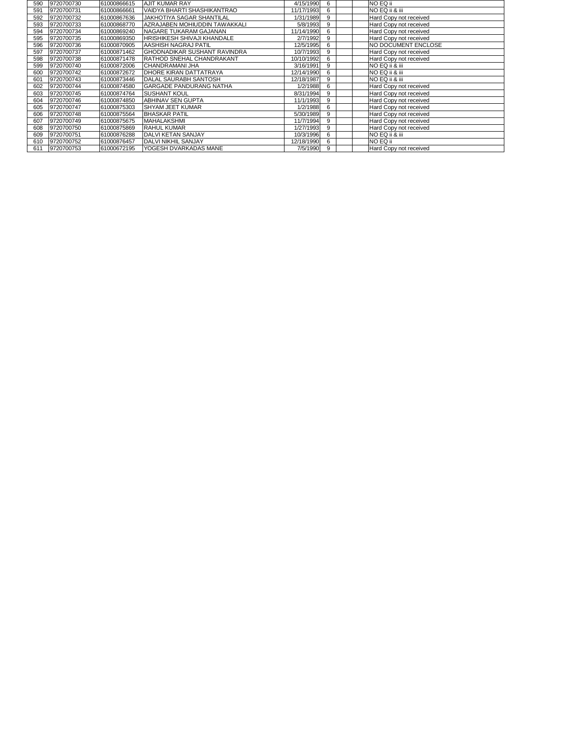| | | | | | | | | |
|---|---|---|---|---|---|---|---|---|
| 590 | 9720700730 | 61000866615 | AJIT KUMAR RAY | 4/15/1990 | 6 | | | NO EQ ii |
| 591 | 9720700731 | 61000866661 | VAIDYA BHARTI SHASHIKANTRAO | 11/17/1993 | 6 | | | NO EQ ii & iii |
| 592 | 9720700732 | 61000867636 | JAKHOTIYA SAGAR SHANTILAL | 1/31/1989 | 9 | | | Hard Copy not received |
| 593 | 9720700733 | 61000868770 | AZRAJABEN MOHIUDDIN TAWAKKALI | 5/8/1993 | 9 | | | Hard Copy not received |
| 594 | 9720700734 | 61000869240 | NAGARE TUKARAM GAJANAN | 11/14/1990 | 6 | | | Hard Copy not received |
| 595 | 9720700735 | 61000869350 | HRISHIKESH SHIVAJI KHANDALE | 2/7/1992 | 9 | | | Hard Copy not received |
| 596 | 9720700736 | 61000870905 | AASHISH NAGRAJ PATIL | 12/5/1995 | 6 | | | NO DOCUMENT ENCLOSE |
| 597 | 9720700737 | 61000871462 | GHODNADIKAR SUSHANT RAVINDRA | 10/7/1993 | 9 | | | Hard Copy not received |
| 598 | 9720700738 | 61000871478 | RATHOD SNEHAL CHANDRAKANT | 10/10/1992 | 6 | | | Hard Copy not received |
| 599 | 9720700740 | 61000872006 | CHANDRAMANI JHA | 3/16/1991 | 9 | | | NO EQ ii & iii |
| 600 | 9720700742 | 61000872672 | DHORE KIRAN DATTATRAYA | 12/14/1990 | 6 | | | NO EQ ii & iii |
| 601 | 9720700743 | 61000873446 | DALAL SAURABH SANTOSH | 12/18/1987 | 9 | | | NO EQ ii & iii |
| 602 | 9720700744 | 61000874580 | GARGADE PANDURANG NATHA | 1/2/1988 | 6 | | | Hard Copy not received |
| 603 | 9720700745 | 61000874764 | SUSHANT KOUL | 8/31/1994 | 9 | | | Hard Copy not received |
| 604 | 9720700746 | 61000874850 | ABHINAV SEN GUPTA | 11/1/1993 | 9 | | | Hard Copy not received |
| 605 | 9720700747 | 61000875303 | SHYAM JEET KUMAR | 1/2/1988 | 6 | | | Hard Copy not received |
| 606 | 9720700748 | 61000875564 | BHASKAR PATIL | 5/30/1989 | 9 | | | Hard Copy not received |
| 607 | 9720700749 | 61000875675 | MAHALAKSHMI | 11/7/1994 | 9 | | | Hard Copy not received |
| 608 | 9720700750 | 61000875869 | RAHUL KUMAR | 1/27/1993 | 9 | | | Hard Copy not received |
| 609 | 9720700751 | 61000876288 | DALVI KETAN SANJAY | 10/3/1996 | 6 | | | NO EQ ii & iii |
| 610 | 9720700752 | 61000876457 | DALVI NIKHIL SANJAY | 12/18/1990 | 6 | | | NO EQ ii |
| 611 | 9720700753 | 61000672195 | YOGESH DVARKADAS MANE | 7/5/1990 | 9 | | | Hard Copy not received |